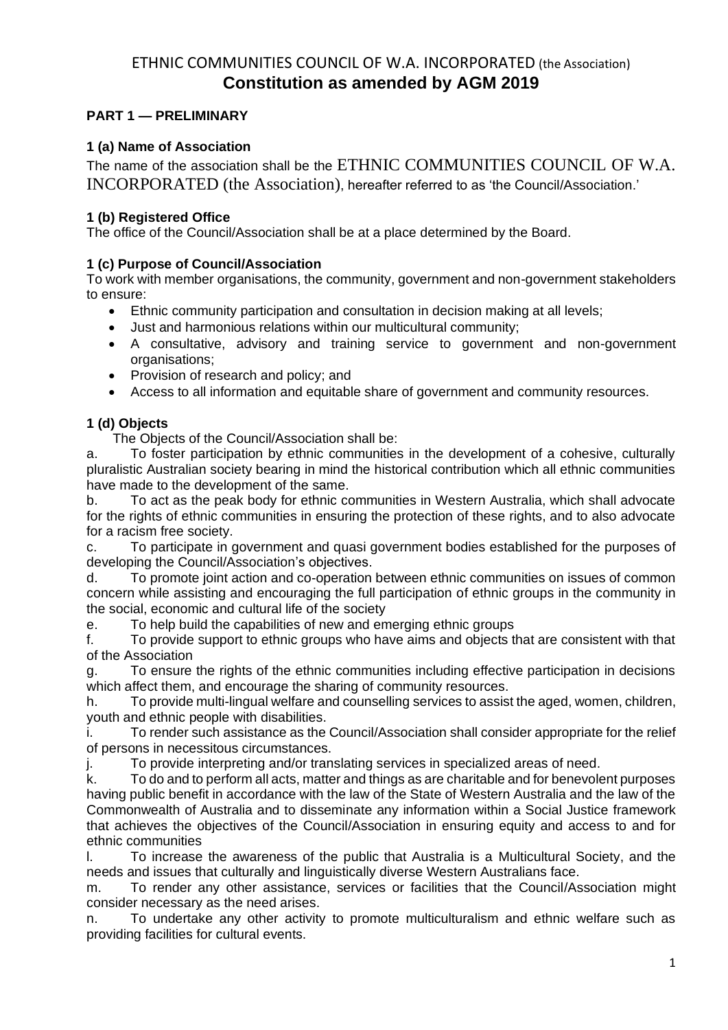# ETHNIC COMMUNITIES COUNCIL OF W.A. INCORPORATED (the Association)
# Constitution as amended by AGM 2019

## PART 1 — PRELIMINARY

### 1 (a) Name of Association

The name of the association shall be the ETHNIC COMMUNITIES COUNCIL OF W.A. INCORPORATED (the Association), hereafter referred to as 'the Council/Association.'

### 1 (b) Registered Office

The office of the Council/Association shall be at a place determined by the Board.

### 1 (c) Purpose of Council/Association

To work with member organisations, the community, government and non-government stakeholders to ensure:

- Ethnic community participation and consultation in decision making at all levels;
- Just and harmonious relations within our multicultural community;
- A consultative, advisory and training service to government and non-government organisations;
- Provision of research and policy; and
- Access to all information and equitable share of government and community resources.

### 1 (d) Objects

The Objects of the Council/Association shall be:

a. To foster participation by ethnic communities in the development of a cohesive, culturally pluralistic Australian society bearing in mind the historical contribution which all ethnic communities have made to the development of the same.

b. To act as the peak body for ethnic communities in Western Australia, which shall advocate for the rights of ethnic communities in ensuring the protection of these rights, and to also advocate for a racism free society.

c. To participate in government and quasi government bodies established for the purposes of developing the Council/Association's objectives.

d. To promote joint action and co-operation between ethnic communities on issues of common concern while assisting and encouraging the full participation of ethnic groups in the community in the social, economic and cultural life of the society

e. To help build the capabilities of new and emerging ethnic groups

f. To provide support to ethnic groups who have aims and objects that are consistent with that of the Association

g. To ensure the rights of the ethnic communities including effective participation in decisions which affect them, and encourage the sharing of community resources.

h. To provide multi-lingual welfare and counselling services to assist the aged, women, children, youth and ethnic people with disabilities.

i. To render such assistance as the Council/Association shall consider appropriate for the relief of persons in necessitous circumstances.

j. To provide interpreting and/or translating services in specialized areas of need.

k. To do and to perform all acts, matter and things as are charitable and for benevolent purposes having public benefit in accordance with the law of the State of Western Australia and the law of the Commonwealth of Australia and to disseminate any information within a Social Justice framework that achieves the objectives of the Council/Association in ensuring equity and access to and for ethnic communities

l. To increase the awareness of the public that Australia is a Multicultural Society, and the needs and issues that culturally and linguistically diverse Western Australians face.

m. To render any other assistance, services or facilities that the Council/Association might consider necessary as the need arises.

n. To undertake any other activity to promote multiculturalism and ethnic welfare such as providing facilities for cultural events.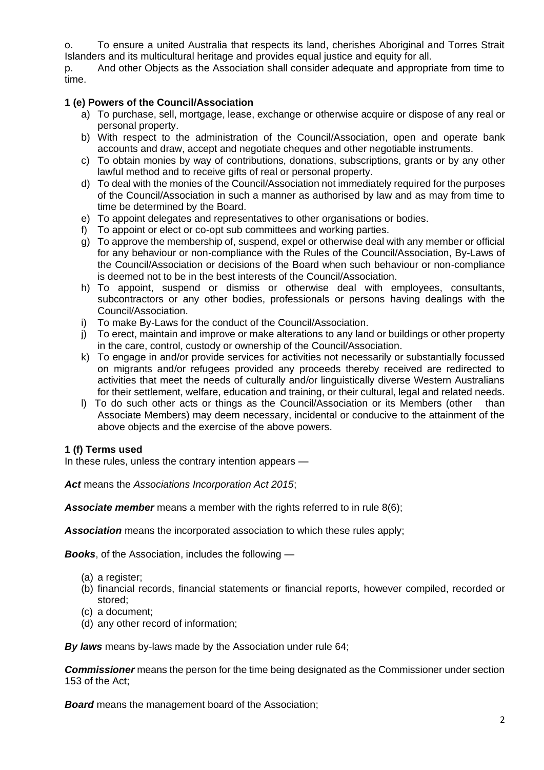o. To ensure a united Australia that respects its land, cherishes Aboriginal and Torres Strait Islanders and its multicultural heritage and provides equal justice and equity for all.

p. And other Objects as the Association shall consider adequate and appropriate from time to time.

**1 (e) Powers of the Council/Association**

a) To purchase, sell, mortgage, lease, exchange or otherwise acquire or dispose of any real or personal property.
b) With respect to the administration of the Council/Association, open and operate bank accounts and draw, accept and negotiate cheques and other negotiable instruments.
c) To obtain monies by way of contributions, donations, subscriptions, grants or by any other lawful method and to receive gifts of real or personal property.
d) To deal with the monies of the Council/Association not immediately required for the purposes of the Council/Association in such a manner as authorised by law and as may from time to time be determined by the Board.
e) To appoint delegates and representatives to other organisations or bodies.
f) To appoint or elect or co-opt sub committees and working parties.
g) To approve the membership of, suspend, expel or otherwise deal with any member or official for any behaviour or non-compliance with the Rules of the Council/Association, By-Laws of the Council/Association or decisions of the Board when such behaviour or non-compliance is deemed not to be in the best interests of the Council/Association.
h) To appoint, suspend or dismiss or otherwise deal with employees, consultants, subcontractors or any other bodies, professionals or persons having dealings with the Council/Association.
i) To make By-Laws for the conduct of the Council/Association.
j) To erect, maintain and improve or make alterations to any land or buildings or other property in the care, control, custody or ownership of the Council/Association.
k) To engage in and/or provide services for activities not necessarily or substantially focussed on migrants and/or refugees provided any proceeds thereby received are redirected to activities that meet the needs of culturally and/or linguistically diverse Western Australians for their settlement, welfare, education and training, or their cultural, legal and related needs.
l) To do such other acts or things as the Council/Association or its Members (other than Associate Members) may deem necessary, incidental or conducive to the attainment of the above objects and the exercise of the above powers.

**1 (f) Terms used**

In these rules, unless the contrary intention appears —

***Act*** means the *Associations Incorporation Act 2015*;

***Associate member*** means a member with the rights referred to in rule 8(6);

***Association*** means the incorporated association to which these rules apply;

***Books***, of the Association, includes the following —

(a) a register;
(b) financial records, financial statements or financial reports, however compiled, recorded or stored;
(c) a document;
(d) any other record of information;

***By laws*** means by-laws made by the Association under rule 64;

***Commissioner*** means the person for the time being designated as the Commissioner under section 153 of the Act;

***Board*** means the management board of the Association;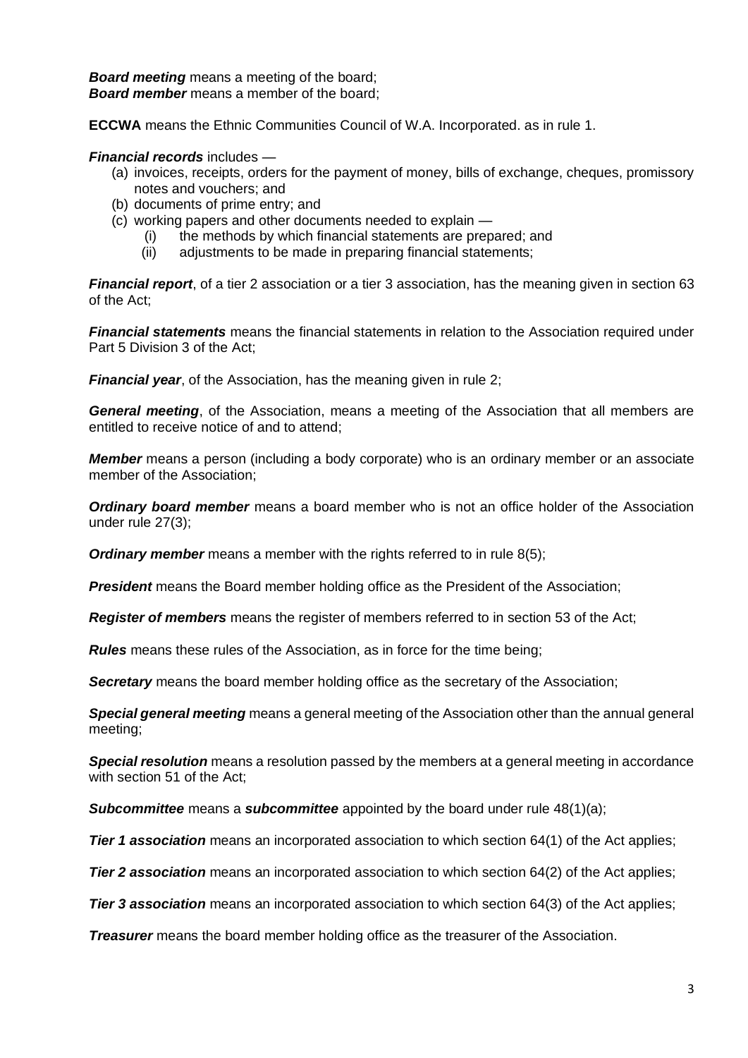***Board meeting*** means a meeting of the board;
***Board member*** means a member of the board;

**ECCWA** means the Ethnic Communities Council of W.A. Incorporated. as in rule 1.

***Financial records*** includes —

(a) invoices, receipts, orders for the payment of money, bills of exchange, cheques, promissory notes and vouchers; and
(b) documents of prime entry; and
(c) working papers and other documents needed to explain —
  (i) the methods by which financial statements are prepared; and
  (ii) adjustments to be made in preparing financial statements;

***Financial report***, of a tier 2 association or a tier 3 association, has the meaning given in section 63 of the Act;

***Financial statements*** means the financial statements in relation to the Association required under Part 5 Division 3 of the Act;

***Financial year***, of the Association, has the meaning given in rule 2;

***General meeting***, of the Association, means a meeting of the Association that all members are entitled to receive notice of and to attend;

***Member*** means a person (including a body corporate) who is an ordinary member or an associate member of the Association;

***Ordinary board member*** means a board member who is not an office holder of the Association under rule 27(3);

***Ordinary member*** means a member with the rights referred to in rule 8(5);

***President*** means the Board member holding office as the President of the Association;

***Register of members*** means the register of members referred to in section 53 of the Act;

***Rules*** means these rules of the Association, as in force for the time being;

***Secretary*** means the board member holding office as the secretary of the Association;

***Special general meeting*** means a general meeting of the Association other than the annual general meeting;

***Special resolution*** means a resolution passed by the members at a general meeting in accordance with section 51 of the Act;

***Subcommittee*** means a ***subcommittee*** appointed by the board under rule 48(1)(a);

***Tier 1 association*** means an incorporated association to which section 64(1) of the Act applies;

***Tier 2 association*** means an incorporated association to which section 64(2) of the Act applies;

***Tier 3 association*** means an incorporated association to which section 64(3) of the Act applies;

***Treasurer*** means the board member holding office as the treasurer of the Association.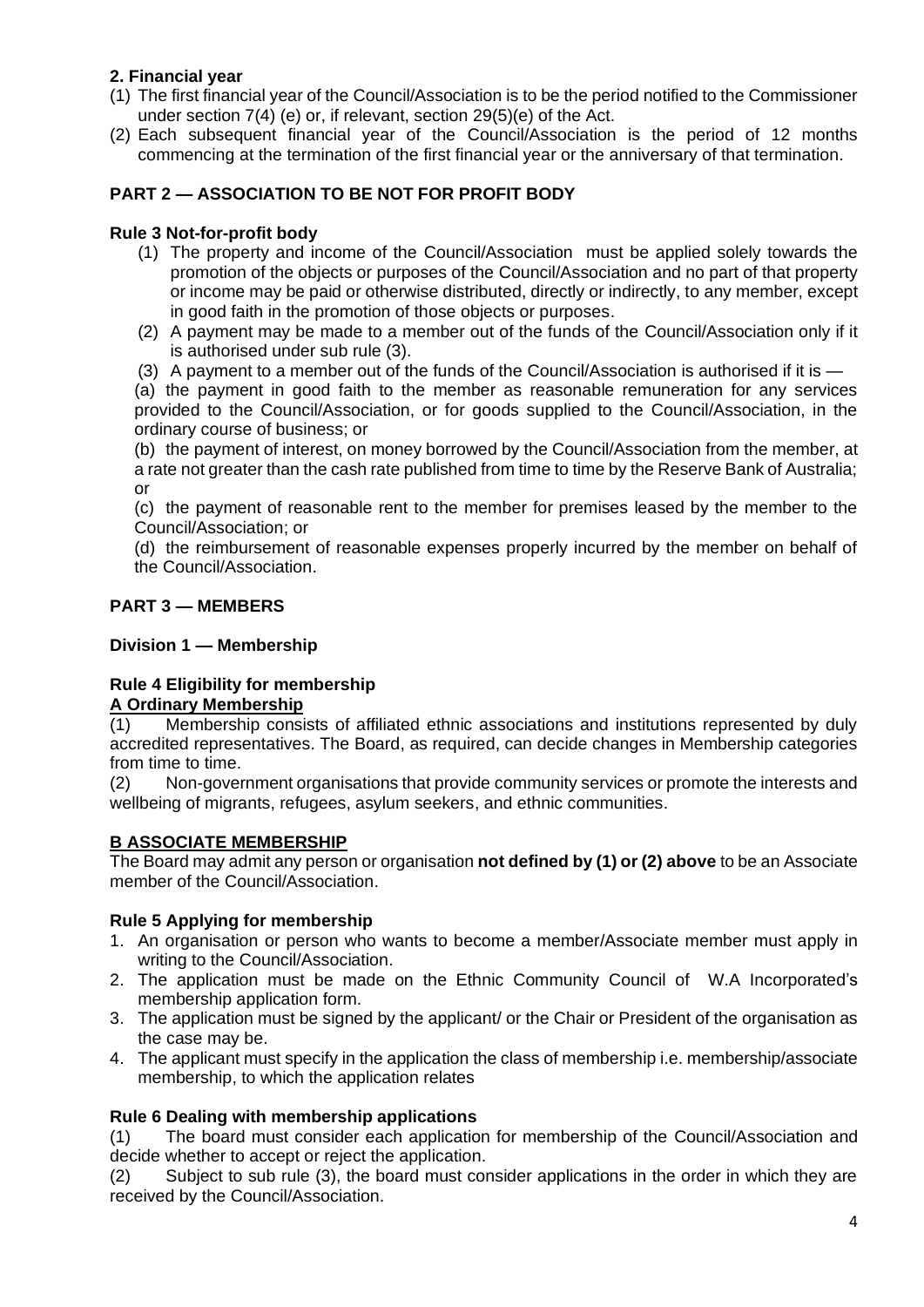**2. Financial year**

(1) The first financial year of the Council/Association is to be the period notified to the Commissioner under section 7(4) (e) or, if relevant, section 29(5)(e) of the Act.

(2) Each subsequent financial year of the Council/Association is the period of 12 months commencing at the termination of the first financial year or the anniversary of that termination.

## PART 2 — ASSOCIATION TO BE NOT FOR PROFIT BODY

### Rule 3 Not-for-profit body

(1) The property and income of the Council/Association must be applied solely towards the promotion of the objects or purposes of the Council/Association and no part of that property or income may be paid or otherwise distributed, directly or indirectly, to any member, except in good faith in the promotion of those objects or purposes.

(2) A payment may be made to a member out of the funds of the Council/Association only if it is authorised under sub rule (3).

(3) A payment to a member out of the funds of the Council/Association is authorised if it is —

(a) the payment in good faith to the member as reasonable remuneration for any services provided to the Council/Association, or for goods supplied to the Council/Association, in the ordinary course of business; or

(b) the payment of interest, on money borrowed by the Council/Association from the member, at a rate not greater than the cash rate published from time to time by the Reserve Bank of Australia; or

(c) the payment of reasonable rent to the member for premises leased by the member to the Council/Association; or

(d) the reimbursement of reasonable expenses properly incurred by the member on behalf of the Council/Association.

## PART 3 — MEMBERS

### Division 1 — Membership

### Rule 4 Eligibility for membership

**A Ordinary Membership**

(1) Membership consists of affiliated ethnic associations and institutions represented by duly accredited representatives. The Board, as required, can decide changes in Membership categories from time to time.

(2) Non-government organisations that provide community services or promote the interests and wellbeing of migrants, refugees, asylum seekers, and ethnic communities.

**B ASSOCIATE MEMBERSHIP**

The Board may admit any person or organisation **not defined by (1) or (2) above** to be an Associate member of the Council/Association.

### Rule 5 Applying for membership

1. An organisation or person who wants to become a member/Associate member must apply in writing to the Council/Association.
2. The application must be made on the Ethnic Community Council of W.A Incorporated's membership application form.
3. The application must be signed by the applicant/ or the Chair or President of the organisation as the case may be.
4. The applicant must specify in the application the class of membership i.e. membership/associate membership, to which the application relates

### Rule 6 Dealing with membership applications

(1) The board must consider each application for membership of the Council/Association and decide whether to accept or reject the application.

(2) Subject to sub rule (3), the board must consider applications in the order in which they are received by the Council/Association.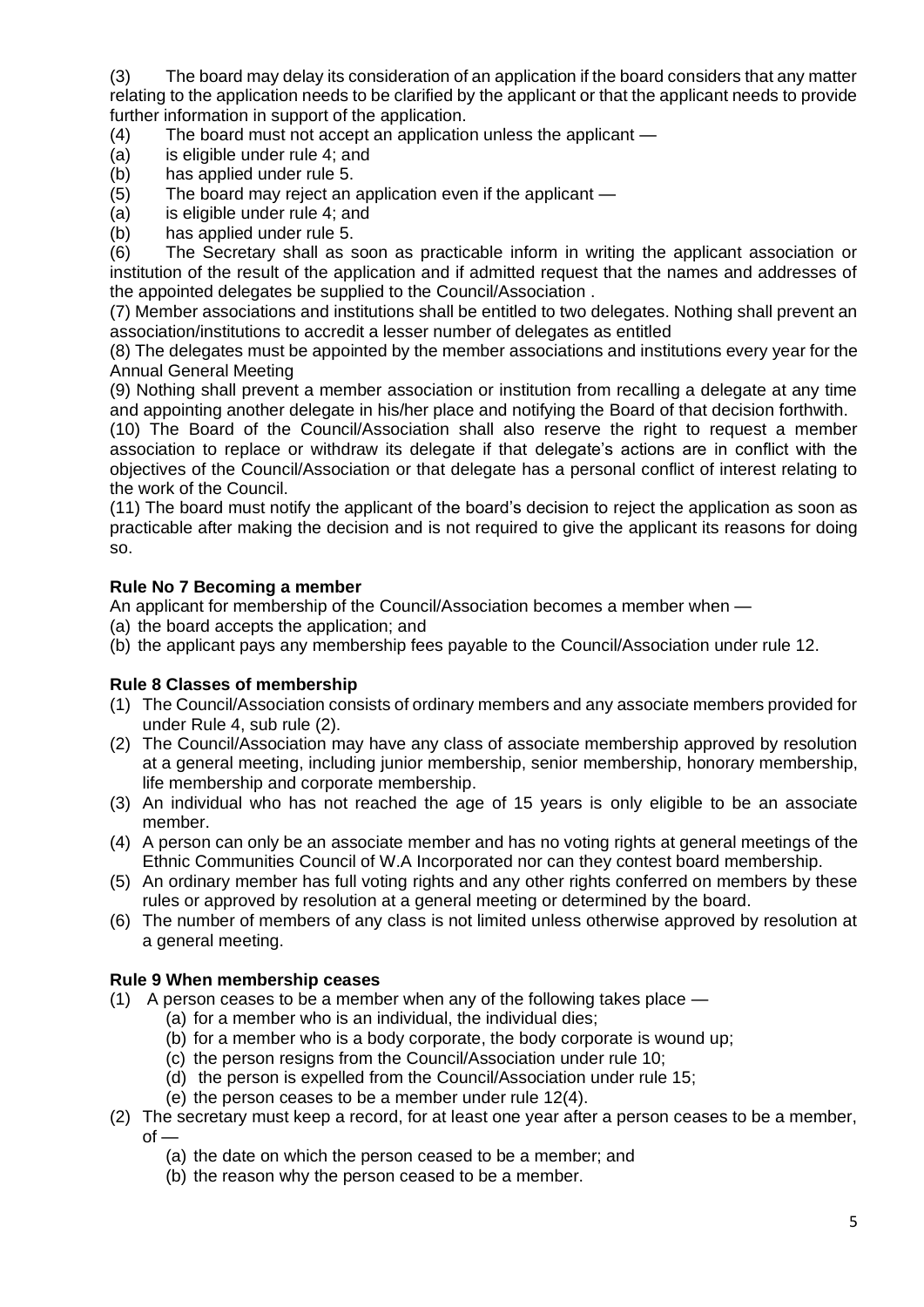(3) The board may delay its consideration of an application if the board considers that any matter relating to the application needs to be clarified by the applicant or that the applicant needs to provide further information in support of the application.

(4) The board must not accept an application unless the applicant —

(a) is eligible under rule 4; and

(b) has applied under rule 5.

(5) The board may reject an application even if the applicant —

(a) is eligible under rule 4; and

(b) has applied under rule 5.

(6) The Secretary shall as soon as practicable inform in writing the applicant association or institution of the result of the application and if admitted request that the names and addresses of the appointed delegates be supplied to the Council/Association .

(7) Member associations and institutions shall be entitled to two delegates. Nothing shall prevent an association/institutions to accredit a lesser number of delegates as entitled

(8) The delegates must be appointed by the member associations and institutions every year for the Annual General Meeting

(9) Nothing shall prevent a member association or institution from recalling a delegate at any time and appointing another delegate in his/her place and notifying the Board of that decision forthwith.

(10) The Board of the Council/Association shall also reserve the right to request a member association to replace or withdraw its delegate if that delegate's actions are in conflict with the objectives of the Council/Association or that delegate has a personal conflict of interest relating to the work of the Council.

(11) The board must notify the applicant of the board's decision to reject the application as soon as practicable after making the decision and is not required to give the applicant its reasons for doing so.

**Rule No 7 Becoming a member**

An applicant for membership of the Council/Association becomes a member when —

(a) the board accepts the application; and

(b) the applicant pays any membership fees payable to the Council/Association under rule 12.

**Rule 8 Classes of membership**

(1) The Council/Association consists of ordinary members and any associate members provided for under Rule 4, sub rule (2).

(2) The Council/Association may have any class of associate membership approved by resolution at a general meeting, including junior membership, senior membership, honorary membership, life membership and corporate membership.

(3) An individual who has not reached the age of 15 years is only eligible to be an associate member.

(4) A person can only be an associate member and has no voting rights at general meetings of the Ethnic Communities Council of W.A Incorporated nor can they contest board membership.

(5) An ordinary member has full voting rights and any other rights conferred on members by these rules or approved by resolution at a general meeting or determined by the board.

(6) The number of members of any class is not limited unless otherwise approved by resolution at a general meeting.

**Rule 9 When membership ceases**

(1) A person ceases to be a member when any of the following takes place —

   (a) for a member who is an individual, the individual dies;

   (b) for a member who is a body corporate, the body corporate is wound up;

   (c) the person resigns from the Council/Association under rule 10;

   (d) the person is expelled from the Council/Association under rule 15;

   (e) the person ceases to be a member under rule 12(4).

(2) The secretary must keep a record, for at least one year after a person ceases to be a member, of —

   (a) the date on which the person ceased to be a member; and

   (b) the reason why the person ceased to be a member.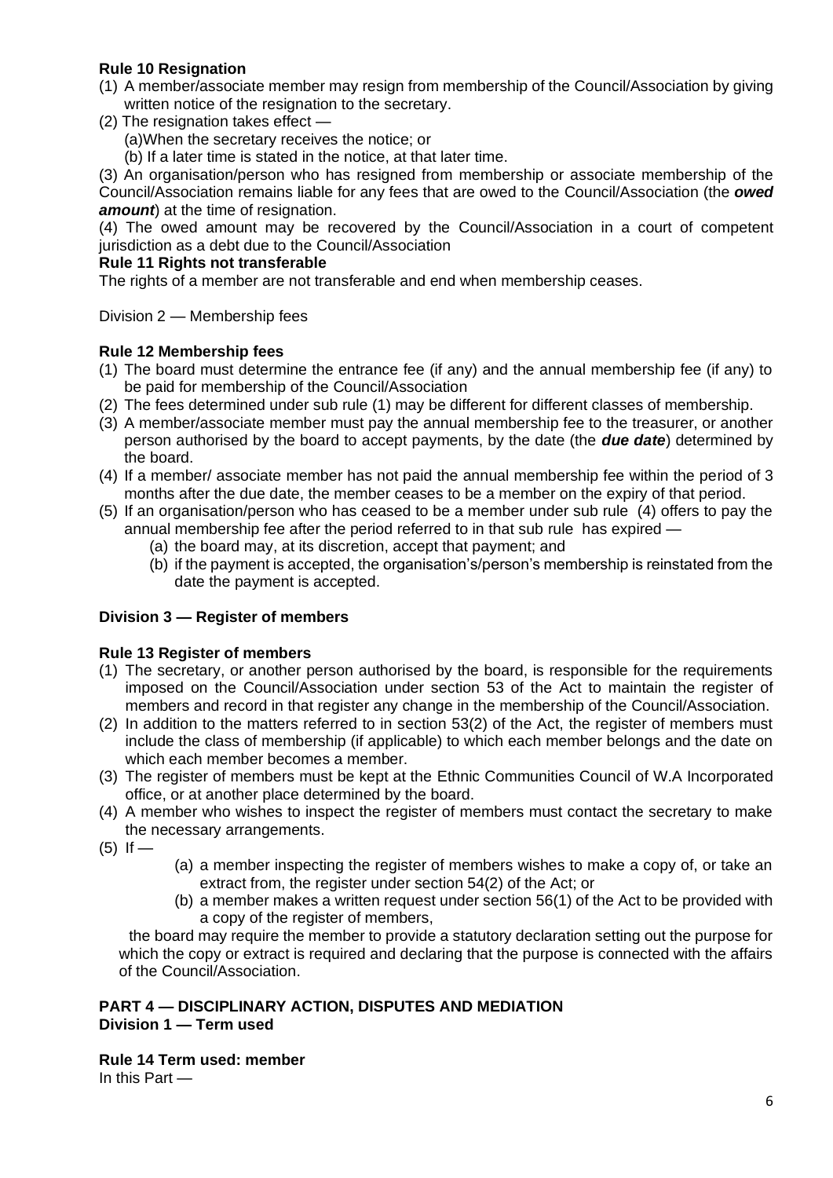**Rule 10 Resignation**

(1) A member/associate member may resign from membership of the Council/Association by giving written notice of the resignation to the secretary.

(2) The resignation takes effect —

(a)When the secretary receives the notice; or

(b) If a later time is stated in the notice, at that later time.

(3) An organisation/person who has resigned from membership or associate membership of the Council/Association remains liable for any fees that are owed to the Council/Association (the ***owed amount***) at the time of resignation.

(4) The owed amount may be recovered by the Council/Association in a court of competent jurisdiction as a debt due to the Council/Association

**Rule 11 Rights not transferable**

The rights of a member are not transferable and end when membership ceases.

Division 2 — Membership fees

**Rule 12 Membership fees**

(1) The board must determine the entrance fee (if any) and the annual membership fee (if any) to be paid for membership of the Council/Association

(2) The fees determined under sub rule (1) may be different for different classes of membership.

(3) A member/associate member must pay the annual membership fee to the treasurer, or another person authorised by the board to accept payments, by the date (the ***due date***) determined by the board.

(4) If a member/ associate member has not paid the annual membership fee within the period of 3 months after the due date, the member ceases to be a member on the expiry of that period.

(5) If an organisation/person who has ceased to be a member under sub rule (4) offers to pay the annual membership fee after the period referred to in that sub rule has expired —

(a) the board may, at its discretion, accept that payment; and

(b) if the payment is accepted, the organisation's/person's membership is reinstated from the date the payment is accepted.

**Division 3 — Register of members**

**Rule 13 Register of members**

(1) The secretary, or another person authorised by the board, is responsible for the requirements imposed on the Council/Association under section 53 of the Act to maintain the register of members and record in that register any change in the membership of the Council/Association.

(2) In addition to the matters referred to in section 53(2) of the Act, the register of members must include the class of membership (if applicable) to which each member belongs and the date on which each member becomes a member.

(3) The register of members must be kept at the Ethnic Communities Council of W.A Incorporated office, or at another place determined by the board.

(4) A member who wishes to inspect the register of members must contact the secretary to make the necessary arrangements.

(5) If —

(a) a member inspecting the register of members wishes to make a copy of, or take an extract from, the register under section 54(2) of the Act; or

(b) a member makes a written request under section 56(1) of the Act to be provided with a copy of the register of members,

the board may require the member to provide a statutory declaration setting out the purpose for which the copy or extract is required and declaring that the purpose is connected with the affairs of the Council/Association.

**PART 4 — DISCIPLINARY ACTION, DISPUTES AND MEDIATION**

**Division 1 — Term used**

**Rule 14 Term used: member**

In this Part —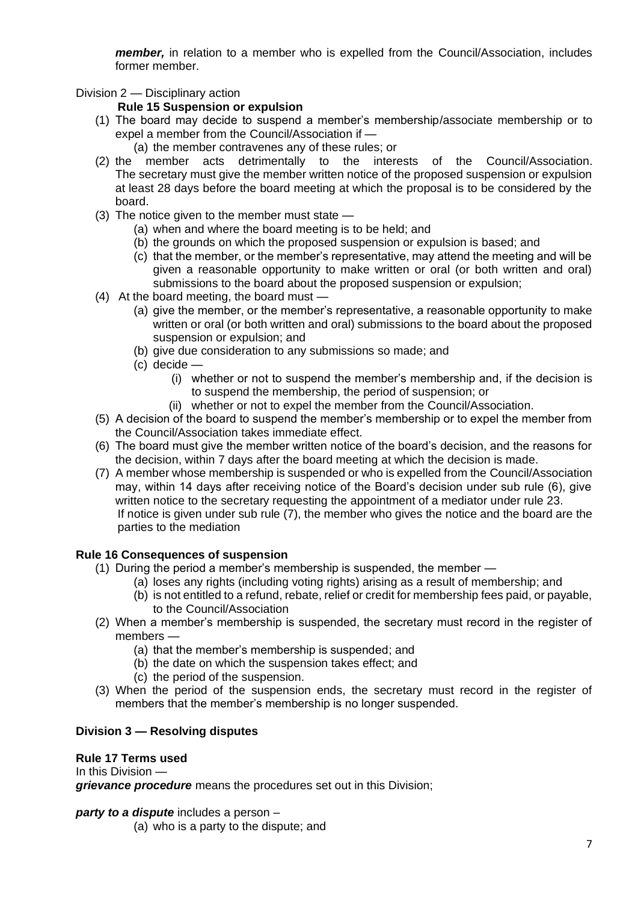***member,*** in relation to a member who is expelled from the Council/Association, includes former member.

Division 2 — Disciplinary action

**Rule 15 Suspension or expulsion**

(1) The board may decide to suspend a member's membership/associate membership or to expel a member from the Council/Association if —
   (a) the member contravenes any of these rules; or
(2) the member acts detrimentally to the interests of the Council/Association. The secretary must give the member written notice of the proposed suspension or expulsion at least 28 days before the board meeting at which the proposal is to be considered by the board.
(3) The notice given to the member must state —
   (a) when and where the board meeting is to be held; and
   (b) the grounds on which the proposed suspension or expulsion is based; and
   (c) that the member, or the member's representative, may attend the meeting and will be given a reasonable opportunity to make written or oral (or both written and oral) submissions to the board about the proposed suspension or expulsion;
(4) At the board meeting, the board must —
   (a) give the member, or the member's representative, a reasonable opportunity to make written or oral (or both written and oral) submissions to the board about the proposed suspension or expulsion; and
   (b) give due consideration to any submissions so made; and
   (c) decide —
      (i) whether or not to suspend the member's membership and, if the decision is to suspend the membership, the period of suspension; or
      (ii) whether or not to expel the member from the Council/Association.
(5) A decision of the board to suspend the member's membership or to expel the member from the Council/Association takes immediate effect.
(6) The board must give the member written notice of the board's decision, and the reasons for the decision, within 7 days after the board meeting at which the decision is made.
(7) A member whose membership is suspended or who is expelled from the Council/Association may, within 14 days after receiving notice of the Board's decision under sub rule (6), give written notice to the secretary requesting the appointment of a mediator under rule 23.
   If notice is given under sub rule (7), the member who gives the notice and the board are the parties to the mediation

**Rule 16 Consequences of suspension**

(1) During the period a member's membership is suspended, the member —
   (a) loses any rights (including voting rights) arising as a result of membership; and
   (b) is not entitled to a refund, rebate, relief or credit for membership fees paid, or payable, to the Council/Association
(2) When a member's membership is suspended, the secretary must record in the register of members —
   (a) that the member's membership is suspended; and
   (b) the date on which the suspension takes effect; and
   (c) the period of the suspension.
(3) When the period of the suspension ends, the secretary must record in the register of members that the member's membership is no longer suspended.

**Division 3 — Resolving disputes**

**Rule 17 Terms used**

In this Division —

***grievance procedure*** means the procedures set out in this Division;

***party to a dispute*** includes a person –
   (a) who is a party to the dispute; and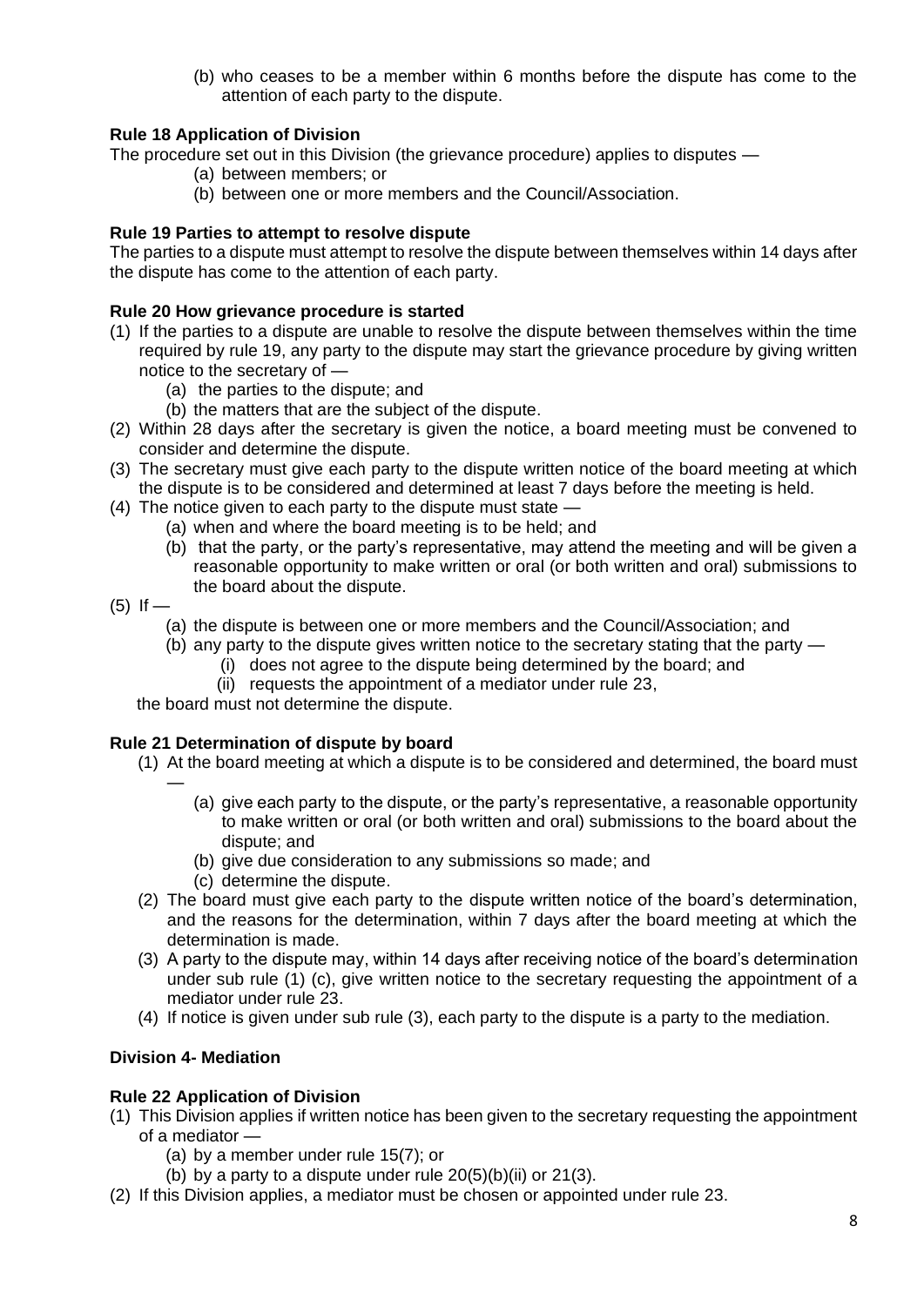(b) who ceases to be a member within 6 months before the dispute has come to the attention of each party to the dispute.

**Rule 18 Application of Division**

The procedure set out in this Division (the grievance procedure) applies to disputes —

- (a) between members; or
- (b) between one or more members and the Council/Association.

**Rule 19 Parties to attempt to resolve dispute**

The parties to a dispute must attempt to resolve the dispute between themselves within 14 days after the dispute has come to the attention of each party.

**Rule 20 How grievance procedure is started**

(1) If the parties to a dispute are unable to resolve the dispute between themselves within the time required by rule 19, any party to the dispute may start the grievance procedure by giving written notice to the secretary of —

- (a) the parties to the dispute; and
- (b) the matters that are the subject of the dispute.

(2) Within 28 days after the secretary is given the notice, a board meeting must be convened to consider and determine the dispute.

(3) The secretary must give each party to the dispute written notice of the board meeting at which the dispute is to be considered and determined at least 7 days before the meeting is held.

(4) The notice given to each party to the dispute must state —

- (a) when and where the board meeting is to be held; and
- (b) that the party, or the party's representative, may attend the meeting and will be given a reasonable opportunity to make written or oral (or both written and oral) submissions to the board about the dispute.

(5) If —

- (a) the dispute is between one or more members and the Council/Association; and
- (b) any party to the dispute gives written notice to the secretary stating that the party —
  - (i) does not agree to the dispute being determined by the board; and
  - (ii) requests the appointment of a mediator under rule 23,

the board must not determine the dispute.

**Rule 21 Determination of dispute by board**

(1) At the board meeting at which a dispute is to be considered and determined, the board must —

- (a) give each party to the dispute, or the party's representative, a reasonable opportunity to make written or oral (or both written and oral) submissions to the board about the dispute; and
- (b) give due consideration to any submissions so made; and
- (c) determine the dispute.

(2) The board must give each party to the dispute written notice of the board's determination, and the reasons for the determination, within 7 days after the board meeting at which the determination is made.

(3) A party to the dispute may, within 14 days after receiving notice of the board's determination under sub rule (1) (c), give written notice to the secretary requesting the appointment of a mediator under rule 23.

(4) If notice is given under sub rule (3), each party to the dispute is a party to the mediation.

**Division 4- Mediation**

**Rule 22 Application of Division**

(1) This Division applies if written notice has been given to the secretary requesting the appointment of a mediator —

- (a) by a member under rule 15(7); or
- (b) by a party to a dispute under rule 20(5)(b)(ii) or 21(3).

(2) If this Division applies, a mediator must be chosen or appointed under rule 23.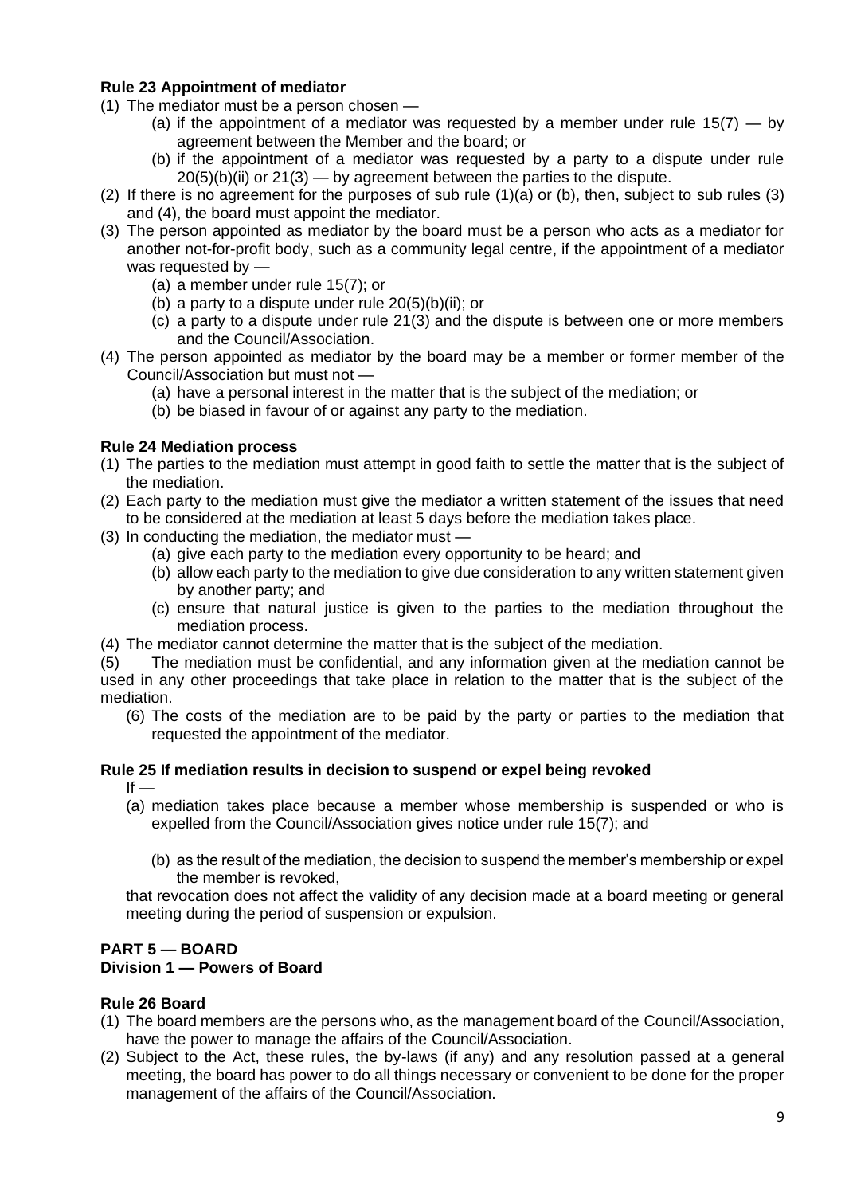**Rule 23 Appointment of mediator**

(1) The mediator must be a person chosen —
   (a) if the appointment of a mediator was requested by a member under rule 15(7) — by agreement between the Member and the board; or
   (b) if the appointment of a mediator was requested by a party to a dispute under rule 20(5)(b)(ii) or 21(3) — by agreement between the parties to the dispute.

(2) If there is no agreement for the purposes of sub rule (1)(a) or (b), then, subject to sub rules (3) and (4), the board must appoint the mediator.

(3) The person appointed as mediator by the board must be a person who acts as a mediator for another not-for-profit body, such as a community legal centre, if the appointment of a mediator was requested by —
   (a) a member under rule 15(7); or
   (b) a party to a dispute under rule 20(5)(b)(ii); or
   (c) a party to a dispute under rule 21(3) and the dispute is between one or more members and the Council/Association.

(4) The person appointed as mediator by the board may be a member or former member of the Council/Association but must not —
   (a) have a personal interest in the matter that is the subject of the mediation; or
   (b) be biased in favour of or against any party to the mediation.

**Rule 24 Mediation process**

(1) The parties to the mediation must attempt in good faith to settle the matter that is the subject of the mediation.

(2) Each party to the mediation must give the mediator a written statement of the issues that need to be considered at the mediation at least 5 days before the mediation takes place.

(3) In conducting the mediation, the mediator must —
   (a) give each party to the mediation every opportunity to be heard; and
   (b) allow each party to the mediation to give due consideration to any written statement given by another party; and
   (c) ensure that natural justice is given to the parties to the mediation throughout the mediation process.

(4) The mediator cannot determine the matter that is the subject of the mediation.

(5) The mediation must be confidential, and any information given at the mediation cannot be used in any other proceedings that take place in relation to the matter that is the subject of the mediation.

(6) The costs of the mediation are to be paid by the party or parties to the mediation that requested the appointment of the mediator.

**Rule 25 If mediation results in decision to suspend or expel being revoked**

If —

(a) mediation takes place because a member whose membership is suspended or who is expelled from the Council/Association gives notice under rule 15(7); and

(b) as the result of the mediation, the decision to suspend the member's membership or expel the member is revoked,

that revocation does not affect the validity of any decision made at a board meeting or general meeting during the period of suspension or expulsion.

**PART 5 — BOARD**

**Division 1 — Powers of Board**

**Rule 26 Board**

(1) The board members are the persons who, as the management board of the Council/Association, have the power to manage the affairs of the Council/Association.

(2) Subject to the Act, these rules, the by-laws (if any) and any resolution passed at a general meeting, the board has power to do all things necessary or convenient to be done for the proper management of the affairs of the Council/Association.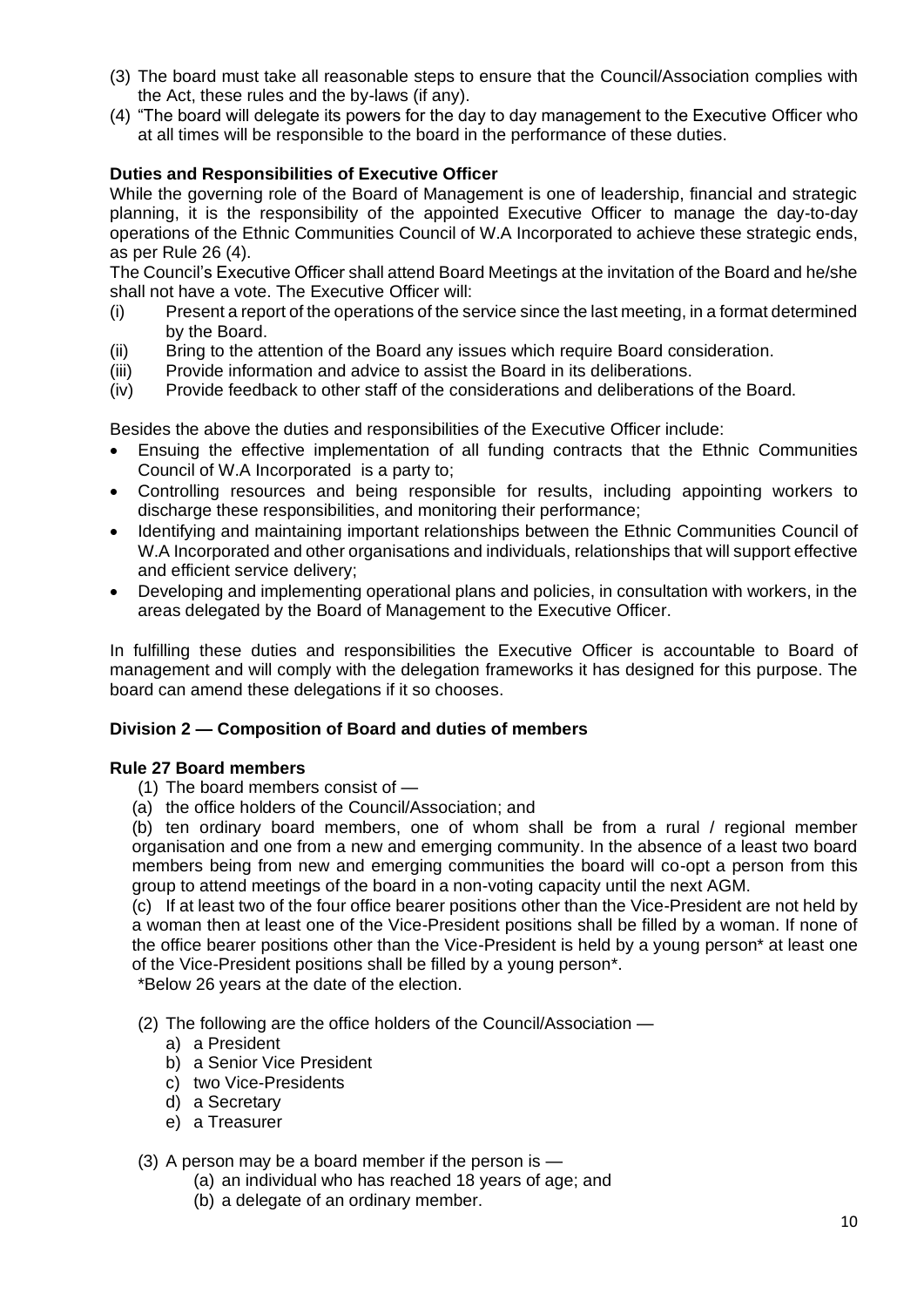(3) The board must take all reasonable steps to ensure that the Council/Association complies with the Act, these rules and the by-laws (if any).

(4) “The board will delegate its powers for the day to day management to the Executive Officer who at all times will be responsible to the board in the performance of these duties.

**Duties and Responsibilities of Executive Officer**

While the governing role of the Board of Management is one of leadership, financial and strategic planning, it is the responsibility of the appointed Executive Officer to manage the day-to-day operations of the Ethnic Communities Council of W.A Incorporated to achieve these strategic ends, as per Rule 26 (4).

The Council’s Executive Officer shall attend Board Meetings at the invitation of the Board and he/she shall not have a vote. The Executive Officer will:

(i) Present a report of the operations of the service since the last meeting, in a format determined by the Board.
(ii) Bring to the attention of the Board any issues which require Board consideration.
(iii) Provide information and advice to assist the Board in its deliberations.
(iv) Provide feedback to other staff of the considerations and deliberations of the Board.

Besides the above the duties and responsibilities of the Executive Officer include:

- Ensuing the effective implementation of all funding contracts that the Ethnic Communities Council of W.A Incorporated is a party to;
- Controlling resources and being responsible for results, including appointing workers to discharge these responsibilities, and monitoring their performance;
- Identifying and maintaining important relationships between the Ethnic Communities Council of W.A Incorporated and other organisations and individuals, relationships that will support effective and efficient service delivery;
- Developing and implementing operational plans and policies, in consultation with workers, in the areas delegated by the Board of Management to the Executive Officer.

In fulfilling these duties and responsibilities the Executive Officer is accountable to Board of management and will comply with the delegation frameworks it has designed for this purpose. The board can amend these delegations if it so chooses.

**Division 2 — Composition of Board and duties of members**

**Rule 27 Board members**

(1) The board members consist of —

(a) the office holders of the Council/Association; and

(b) ten ordinary board members, one of whom shall be from a rural / regional member organisation and one from a new and emerging community. In the absence of a least two board members being from new and emerging communities the board will co-opt a person from this group to attend meetings of the board in a non-voting capacity until the next AGM.

(c) If at least two of the four office bearer positions other than the Vice-President are not held by a woman then at least one of the Vice-President positions shall be filled by a woman. If none of the office bearer positions other than the Vice-President is held by a young person* at least one of the Vice-President positions shall be filled by a young person*.

*Below 26 years at the date of the election.

(2) The following are the office holders of the Council/Association —

a) a President
b) a Senior Vice President
c) two Vice-Presidents
d) a Secretary
e) a Treasurer

(3) A person may be a board member if the person is —

(a) an individual who has reached 18 years of age; and
(b) a delegate of an ordinary member.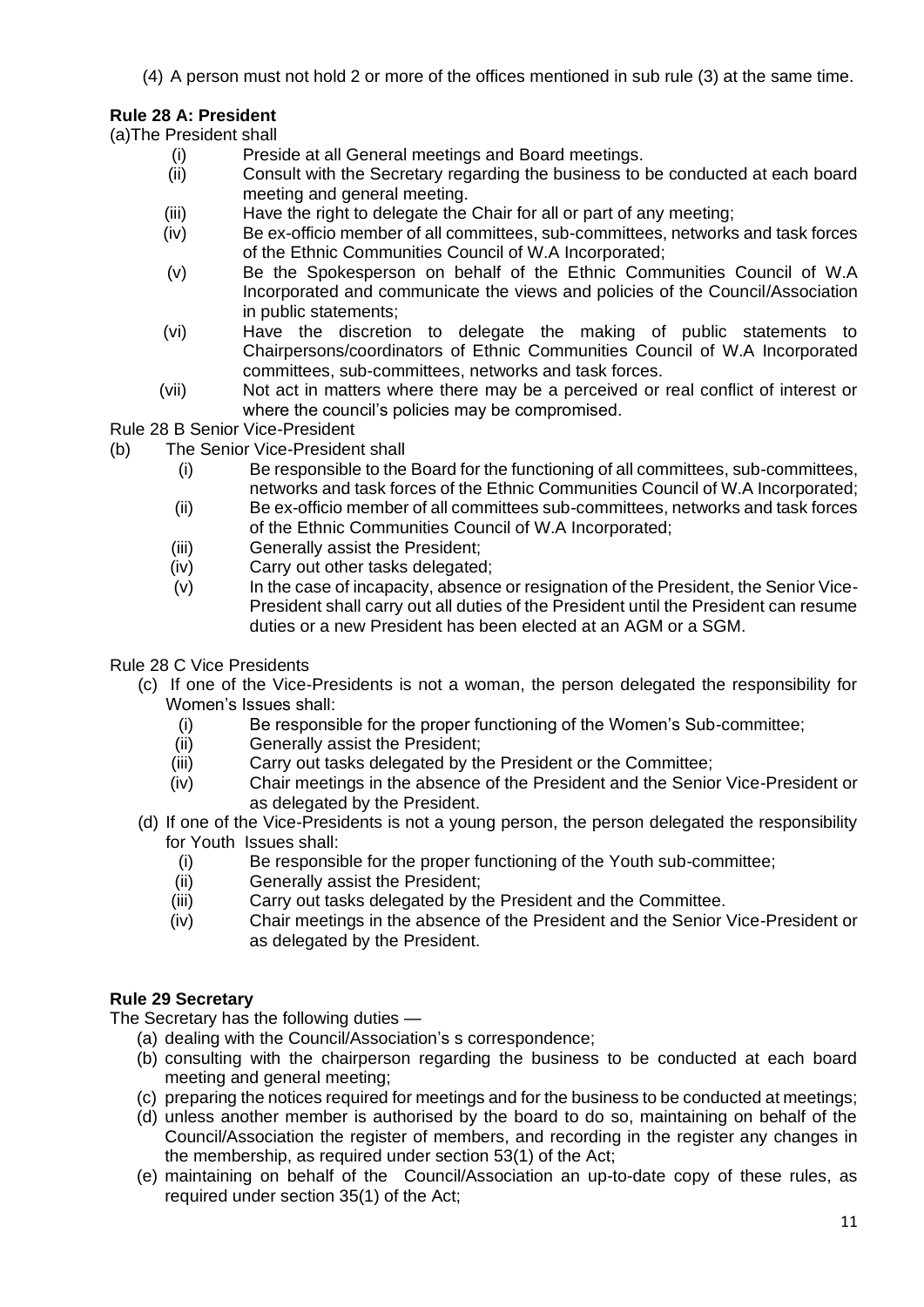(4) A person must not hold 2 or more of the offices mentioned in sub rule (3) at the same time.

**Rule 28 A: President**

(a)The President shall

- (i) Preside at all General meetings and Board meetings.
- (ii) Consult with the Secretary regarding the business to be conducted at each board meeting and general meeting.
- (iii) Have the right to delegate the Chair for all or part of any meeting;
- (iv) Be ex-officio member of all committees, sub-committees, networks and task forces of the Ethnic Communities Council of W.A Incorporated;
- (v) Be the Spokesperson on behalf of the Ethnic Communities Council of W.A Incorporated and communicate the views and policies of the Council/Association in public statements;
- (vi) Have the discretion to delegate the making of public statements to Chairpersons/coordinators of Ethnic Communities Council of W.A Incorporated committees, sub-committees, networks and task forces.
- (vii) Not act in matters where there may be a perceived or real conflict of interest or where the council's policies may be compromised.

Rule 28 B Senior Vice-President

(b) The Senior Vice-President shall

- (i) Be responsible to the Board for the functioning of all committees, sub-committees, networks and task forces of the Ethnic Communities Council of W.A Incorporated;
- (ii) Be ex-officio member of all committees sub-committees, networks and task forces of the Ethnic Communities Council of W.A Incorporated;
- (iii) Generally assist the President;
- (iv) Carry out other tasks delegated;
- (v) In the case of incapacity, absence or resignation of the President, the Senior Vice-President shall carry out all duties of the President until the President can resume duties or a new President has been elected at an AGM or a SGM.

Rule 28 C Vice Presidents

(c) If one of the Vice-Presidents is not a woman, the person delegated the responsibility for Women's Issues shall:

- (i) Be responsible for the proper functioning of the Women's Sub-committee;
- (ii) Generally assist the President;
- (iii) Carry out tasks delegated by the President or the Committee;
- (iv) Chair meetings in the absence of the President and the Senior Vice-President or as delegated by the President.

(d) If one of the Vice-Presidents is not a young person, the person delegated the responsibility for Youth Issues shall:

- (i) Be responsible for the proper functioning of the Youth sub-committee;
- (ii) Generally assist the President;
- (iii) Carry out tasks delegated by the President and the Committee.
- (iv) Chair meetings in the absence of the President and the Senior Vice-President or as delegated by the President.

**Rule 29 Secretary**

The Secretary has the following duties —

- (a) dealing with the Council/Association's s correspondence;
- (b) consulting with the chairperson regarding the business to be conducted at each board meeting and general meeting;
- (c) preparing the notices required for meetings and for the business to be conducted at meetings;
- (d) unless another member is authorised by the board to do so, maintaining on behalf of the Council/Association the register of members, and recording in the register any changes in the membership, as required under section 53(1) of the Act;
- (e) maintaining on behalf of the Council/Association an up-to-date copy of these rules, as required under section 35(1) of the Act;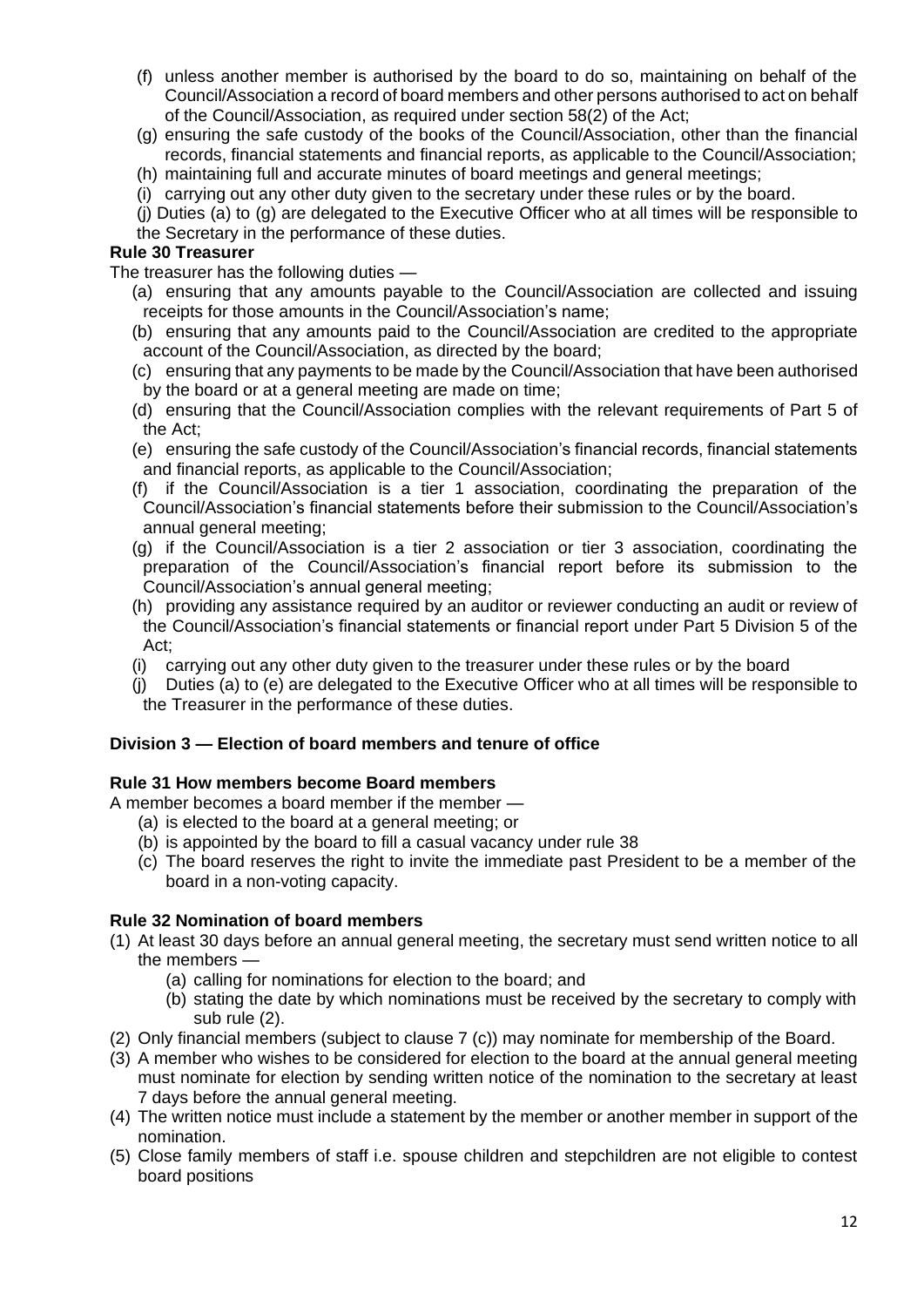(f) unless another member is authorised by the board to do so, maintaining on behalf of the Council/Association a record of board members and other persons authorised to act on behalf of the Council/Association, as required under section 58(2) of the Act;

(g) ensuring the safe custody of the books of the Council/Association, other than the financial records, financial statements and financial reports, as applicable to the Council/Association;

(h) maintaining full and accurate minutes of board meetings and general meetings;

(i) carrying out any other duty given to the secretary under these rules or by the board.

(j) Duties (a) to (g) are delegated to the Executive Officer who at all times will be responsible to the Secretary in the performance of these duties.

**Rule 30 Treasurer**

The treasurer has the following duties —

(a) ensuring that any amounts payable to the Council/Association are collected and issuing receipts for those amounts in the Council/Association's name;

(b) ensuring that any amounts paid to the Council/Association are credited to the appropriate account of the Council/Association, as directed by the board;

(c) ensuring that any payments to be made by the Council/Association that have been authorised by the board or at a general meeting are made on time;

(d) ensuring that the Council/Association complies with the relevant requirements of Part 5 of the Act;

(e) ensuring the safe custody of the Council/Association's financial records, financial statements and financial reports, as applicable to the Council/Association;

(f) if the Council/Association is a tier 1 association, coordinating the preparation of the Council/Association's financial statements before their submission to the Council/Association's annual general meeting;

(g) if the Council/Association is a tier 2 association or tier 3 association, coordinating the preparation of the Council/Association's financial report before its submission to the Council/Association's annual general meeting;

(h) providing any assistance required by an auditor or reviewer conducting an audit or review of the Council/Association's financial statements or financial report under Part 5 Division 5 of the Act;

(i) carrying out any other duty given to the treasurer under these rules or by the board

(j) Duties (a) to (e) are delegated to the Executive Officer who at all times will be responsible to the Treasurer in the performance of these duties.

## Division 3 — Election of board members and tenure of office

**Rule 31 How members become Board members**

A member becomes a board member if the member —

(a) is elected to the board at a general meeting; or

(b) is appointed by the board to fill a casual vacancy under rule 38

(c) The board reserves the right to invite the immediate past President to be a member of the board in a non-voting capacity.

**Rule 32 Nomination of board members**

(1) At least 30 days before an annual general meeting, the secretary must send written notice to all the members —

 (a) calling for nominations for election to the board; and

 (b) stating the date by which nominations must be received by the secretary to comply with sub rule (2).

(2) Only financial members (subject to clause 7 (c)) may nominate for membership of the Board.

(3) A member who wishes to be considered for election to the board at the annual general meeting must nominate for election by sending written notice of the nomination to the secretary at least 7 days before the annual general meeting.

(4) The written notice must include a statement by the member or another member in support of the nomination.

(5) Close family members of staff i.e. spouse children and stepchildren are not eligible to contest board positions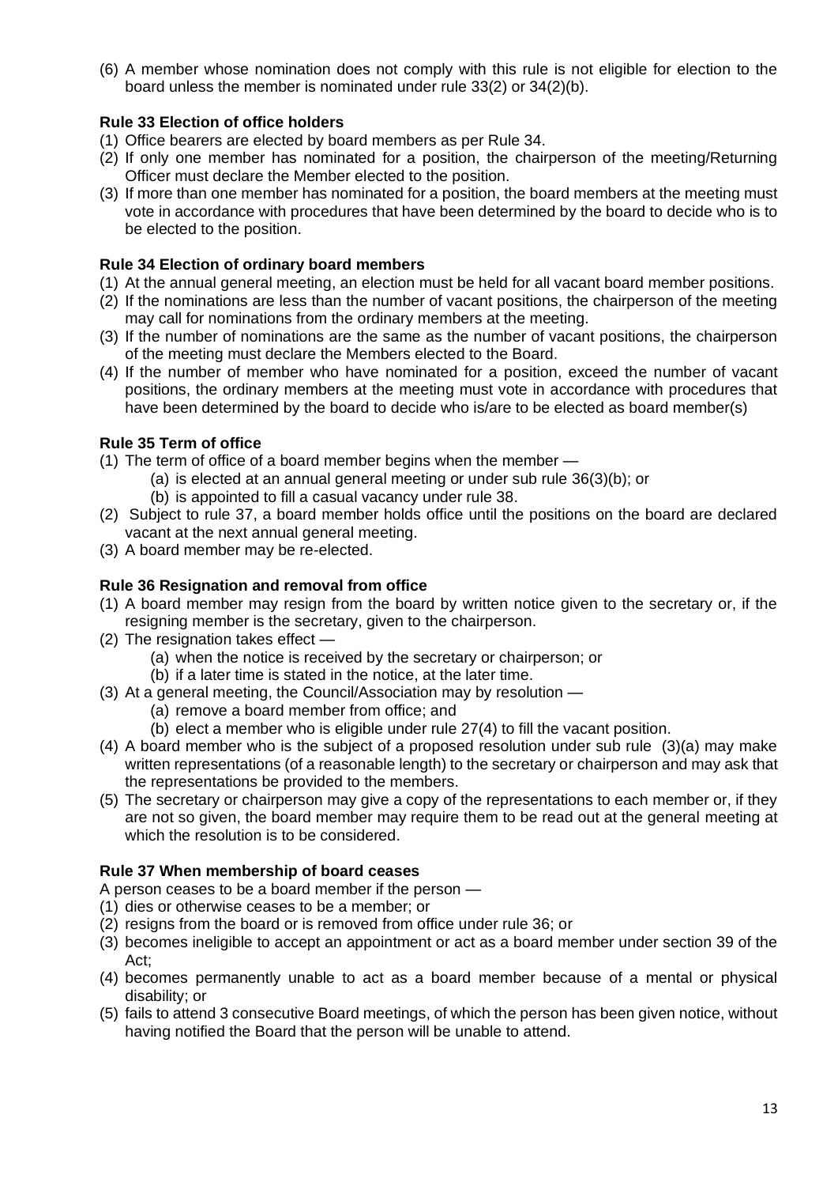(6) A member whose nomination does not comply with this rule is not eligible for election to the board unless the member is nominated under rule 33(2) or 34(2)(b).

**Rule 33 Election of office holders**

(1) Office bearers are elected by board members as per Rule 34.
(2) If only one member has nominated for a position, the chairperson of the meeting/Returning Officer must declare the Member elected to the position.
(3) If more than one member has nominated for a position, the board members at the meeting must vote in accordance with procedures that have been determined by the board to decide who is to be elected to the position.

**Rule 34 Election of ordinary board members**

(1) At the annual general meeting, an election must be held for all vacant board member positions.
(2) If the nominations are less than the number of vacant positions, the chairperson of the meeting may call for nominations from the ordinary members at the meeting.
(3) If the number of nominations are the same as the number of vacant positions, the chairperson of the meeting must declare the Members elected to the Board.
(4) If the number of member who have nominated for a position, exceed the number of vacant positions, the ordinary members at the meeting must vote in accordance with procedures that have been determined by the board to decide who is/are to be elected as board member(s)

**Rule 35 Term of office**

(1) The term of office of a board member begins when the member —
    (a) is elected at an annual general meeting or under sub rule 36(3)(b); or
    (b) is appointed to fill a casual vacancy under rule 38.
(2) Subject to rule 37, a board member holds office until the positions on the board are declared vacant at the next annual general meeting.
(3) A board member may be re-elected.

**Rule 36 Resignation and removal from office**

(1) A board member may resign from the board by written notice given to the secretary or, if the resigning member is the secretary, given to the chairperson.
(2) The resignation takes effect —
    (a) when the notice is received by the secretary or chairperson; or
    (b) if a later time is stated in the notice, at the later time.
(3) At a general meeting, the Council/Association may by resolution —
    (a) remove a board member from office; and
    (b) elect a member who is eligible under rule 27(4) to fill the vacant position.
(4) A board member who is the subject of a proposed resolution under sub rule (3)(a) may make written representations (of a reasonable length) to the secretary or chairperson and may ask that the representations be provided to the members.
(5) The secretary or chairperson may give a copy of the representations to each member or, if they are not so given, the board member may require them to be read out at the general meeting at which the resolution is to be considered.

**Rule 37 When membership of board ceases**

A person ceases to be a board member if the person —

(1) dies or otherwise ceases to be a member; or
(2) resigns from the board or is removed from office under rule 36; or
(3) becomes ineligible to accept an appointment or act as a board member under section 39 of the Act;
(4) becomes permanently unable to act as a board member because of a mental or physical disability; or
(5) fails to attend 3 consecutive Board meetings, of which the person has been given notice, without having notified the Board that the person will be unable to attend.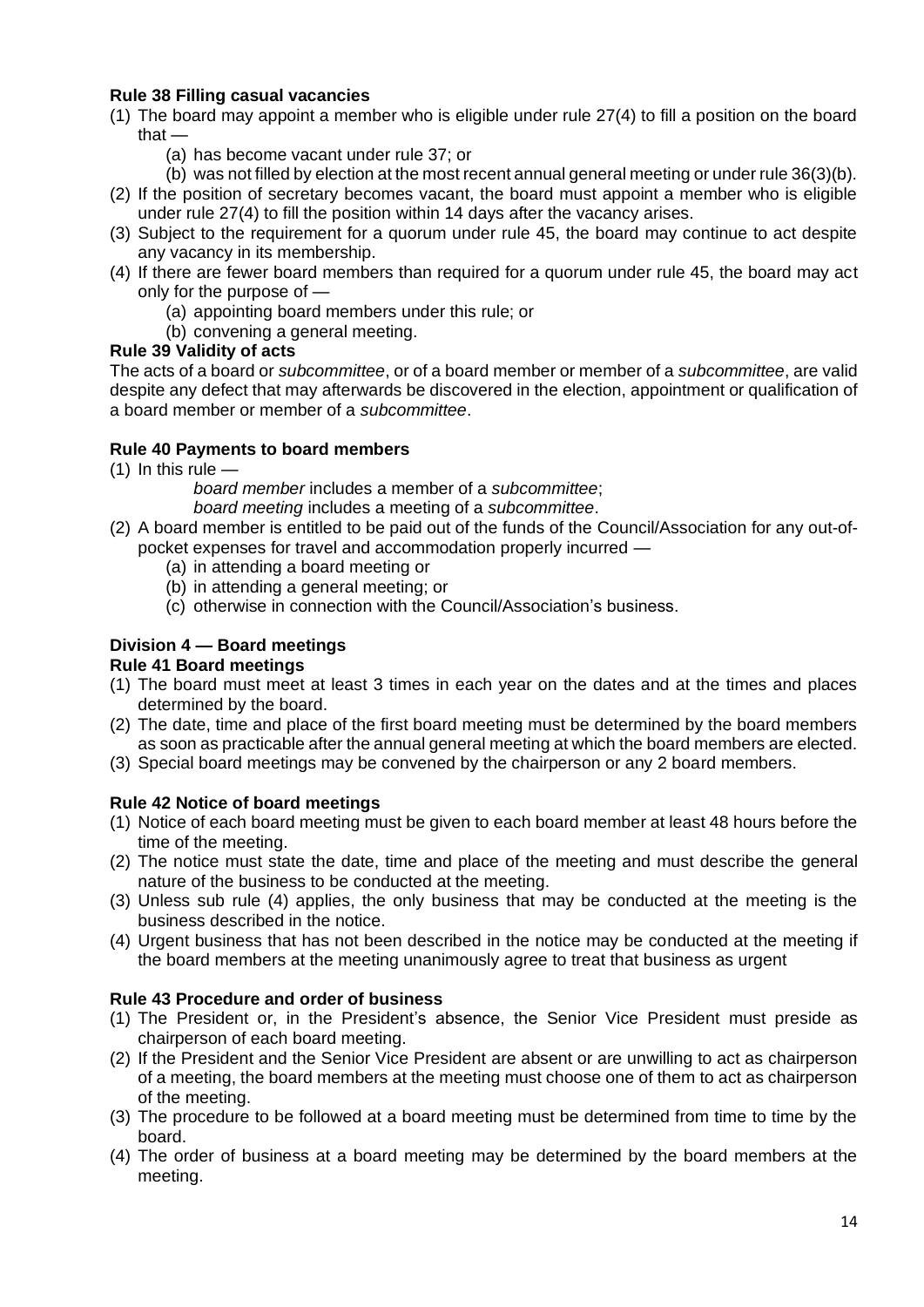**Rule 38 Filling casual vacancies**

(1) The board may appoint a member who is eligible under rule 27(4) to fill a position on the board that —
   (a) has become vacant under rule 37; or
   (b) was not filled by election at the most recent annual general meeting or under rule 36(3)(b).

(2) If the position of secretary becomes vacant, the board must appoint a member who is eligible under rule 27(4) to fill the position within 14 days after the vacancy arises.

(3) Subject to the requirement for a quorum under rule 45, the board may continue to act despite any vacancy in its membership.

(4) If there are fewer board members than required for a quorum under rule 45, the board may act only for the purpose of —
   (a) appointing board members under this rule; or
   (b) convening a general meeting.

**Rule 39 Validity of acts**

The acts of a board or *subcommittee*, or of a board member or member of a *subcommittee*, are valid despite any defect that may afterwards be discovered in the election, appointment or qualification of a board member or member of a *subcommittee*.

**Rule 40 Payments to board members**

(1) In this rule —
   *board member* includes a member of a *subcommittee*;
   *board meeting* includes a meeting of a *subcommittee*.

(2) A board member is entitled to be paid out of the funds of the Council/Association for any out-of-pocket expenses for travel and accommodation properly incurred —
   (a) in attending a board meeting or
   (b) in attending a general meeting; or
   (c) otherwise in connection with the Council/Association's business.

**Division 4 — Board meetings**

**Rule 41 Board meetings**

(1) The board must meet at least 3 times in each year on the dates and at the times and places determined by the board.

(2) The date, time and place of the first board meeting must be determined by the board members as soon as practicable after the annual general meeting at which the board members are elected.

(3) Special board meetings may be convened by the chairperson or any 2 board members.

**Rule 42 Notice of board meetings**

(1) Notice of each board meeting must be given to each board member at least 48 hours before the time of the meeting.

(2) The notice must state the date, time and place of the meeting and must describe the general nature of the business to be conducted at the meeting.

(3) Unless sub rule (4) applies, the only business that may be conducted at the meeting is the business described in the notice.

(4) Urgent business that has not been described in the notice may be conducted at the meeting if the board members at the meeting unanimously agree to treat that business as urgent

**Rule 43 Procedure and order of business**

(1) The President or, in the President's absence, the Senior Vice President must preside as chairperson of each board meeting.

(2) If the President and the Senior Vice President are absent or are unwilling to act as chairperson of a meeting, the board members at the meeting must choose one of them to act as chairperson of the meeting.

(3) The procedure to be followed at a board meeting must be determined from time to time by the board.

(4) The order of business at a board meeting may be determined by the board members at the meeting.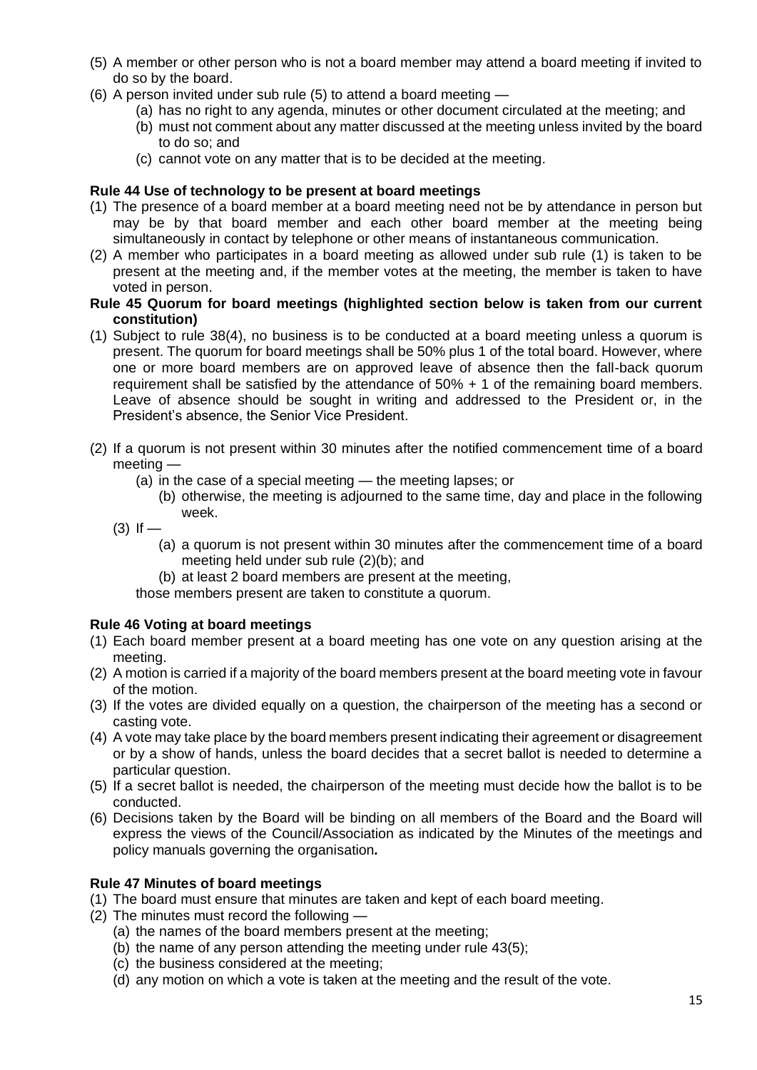(5) A member or other person who is not a board member may attend a board meeting if invited to do so by the board.

(6) A person invited under sub rule (5) to attend a board meeting —

  (a) has no right to any agenda, minutes or other document circulated at the meeting; and

  (b) must not comment about any matter discussed at the meeting unless invited by the board to do so; and

  (c) cannot vote on any matter that is to be decided at the meeting.

**Rule 44 Use of technology to be present at board meetings**

(1) The presence of a board member at a board meeting need not be by attendance in person but may be by that board member and each other board member at the meeting being simultaneously in contact by telephone or other means of instantaneous communication.

(2) A member who participates in a board meeting as allowed under sub rule (1) is taken to be present at the meeting and, if the member votes at the meeting, the member is taken to have voted in person.

**Rule 45 Quorum for board meetings (highlighted section below is taken from our current constitution)**

(1) Subject to rule 38(4), no business is to be conducted at a board meeting unless a quorum is present. The quorum for board meetings shall be 50% plus 1 of the total board. However, where one or more board members are on approved leave of absence then the fall-back quorum requirement shall be satisfied by the attendance of 50% + 1 of the remaining board members. Leave of absence should be sought in writing and addressed to the President or, in the President's absence, the Senior Vice President.

(2) If a quorum is not present within 30 minutes after the notified commencement time of a board meeting —

  (a) in the case of a special meeting — the meeting lapses; or

  (b) otherwise, the meeting is adjourned to the same time, day and place in the following week.

(3) If —

  (a) a quorum is not present within 30 minutes after the commencement time of a board meeting held under sub rule (2)(b); and

  (b) at least 2 board members are present at the meeting,

those members present are taken to constitute a quorum.

**Rule 46 Voting at board meetings**

(1) Each board member present at a board meeting has one vote on any question arising at the meeting.

(2) A motion is carried if a majority of the board members present at the board meeting vote in favour of the motion.

(3) If the votes are divided equally on a question, the chairperson of the meeting has a second or casting vote.

(4) A vote may take place by the board members present indicating their agreement or disagreement or by a show of hands, unless the board decides that a secret ballot is needed to determine a particular question.

(5) If a secret ballot is needed, the chairperson of the meeting must decide how the ballot is to be conducted.

(6) Decisions taken by the Board will be binding on all members of the Board and the Board will express the views of the Council/Association as indicated by the Minutes of the meetings and policy manuals governing the organisation*.*

**Rule 47 Minutes of board meetings**

(1) The board must ensure that minutes are taken and kept of each board meeting.

(2) The minutes must record the following —

  (a) the names of the board members present at the meeting;

  (b) the name of any person attending the meeting under rule 43(5);

  (c) the business considered at the meeting;

  (d) any motion on which a vote is taken at the meeting and the result of the vote.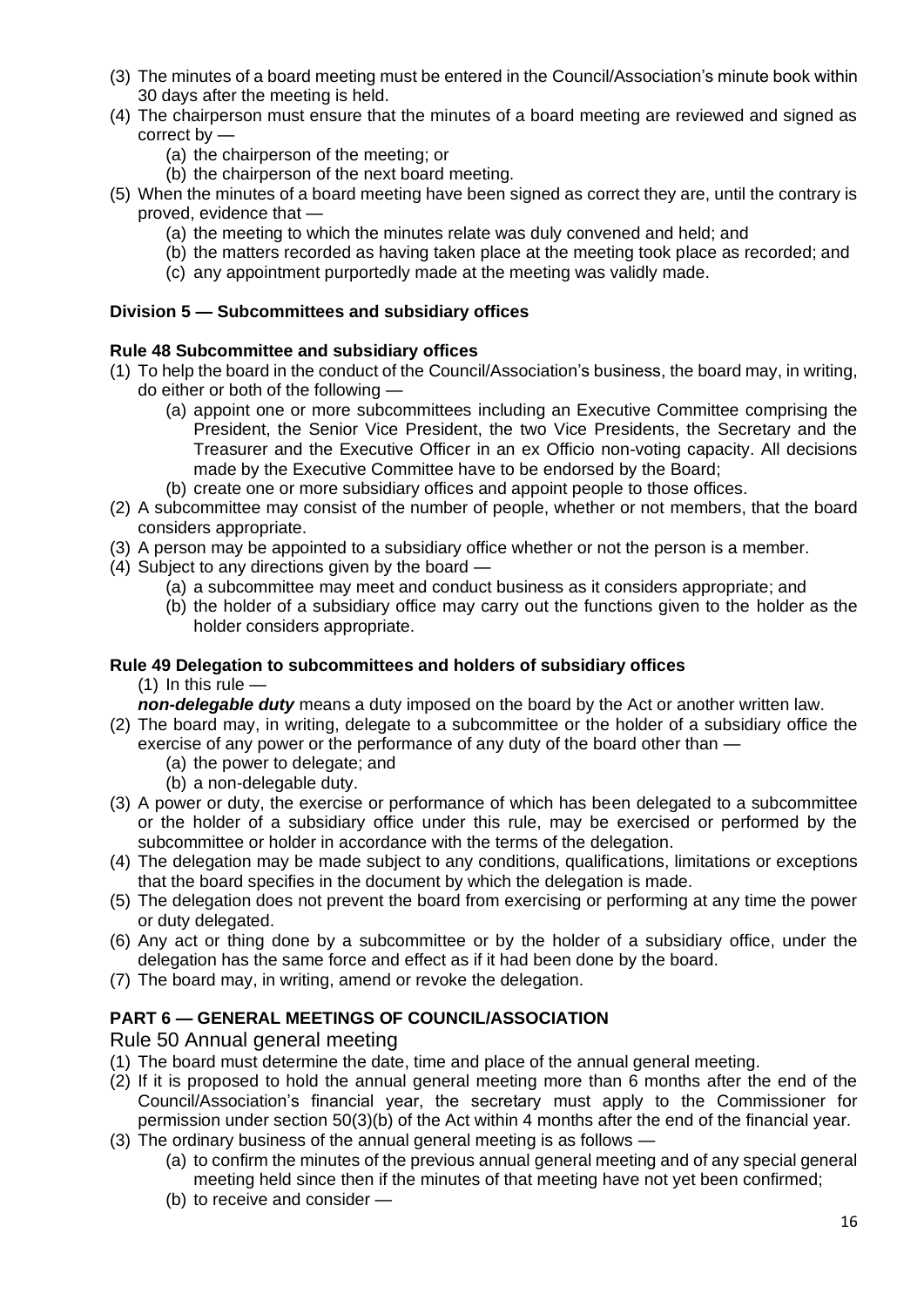(3) The minutes of a board meeting must be entered in the Council/Association's minute book within 30 days after the meeting is held.

(4) The chairperson must ensure that the minutes of a board meeting are reviewed and signed as correct by —

- (a) the chairperson of the meeting; or
- (b) the chairperson of the next board meeting.

(5) When the minutes of a board meeting have been signed as correct they are, until the contrary is proved, evidence that —

- (a) the meeting to which the minutes relate was duly convened and held; and
- (b) the matters recorded as having taken place at the meeting took place as recorded; and
- (c) any appointment purportedly made at the meeting was validly made.

### Division 5 — Subcommittees and subsidiary offices

#### Rule 48 Subcommittee and subsidiary offices

(1) To help the board in the conduct of the Council/Association's business, the board may, in writing, do either or both of the following —

- (a) appoint one or more subcommittees including an Executive Committee comprising the President, the Senior Vice President, the two Vice Presidents, the Secretary and the Treasurer and the Executive Officer in an ex Officio non-voting capacity. All decisions made by the Executive Committee have to be endorsed by the Board;
- (b) create one or more subsidiary offices and appoint people to those offices.

(2) A subcommittee may consist of the number of people, whether or not members, that the board considers appropriate.

(3) A person may be appointed to a subsidiary office whether or not the person is a member.

(4) Subject to any directions given by the board —

- (a) a subcommittee may meet and conduct business as it considers appropriate; and
- (b) the holder of a subsidiary office may carry out the functions given to the holder as the holder considers appropriate.

#### Rule 49 Delegation to subcommittees and holders of subsidiary offices

(1) In this rule —

***non-delegable duty*** means a duty imposed on the board by the Act or another written law.

(2) The board may, in writing, delegate to a subcommittee or the holder of a subsidiary office the exercise of any power or the performance of any duty of the board other than —

- (a) the power to delegate; and
- (b) a non-delegable duty.

(3) A power or duty, the exercise or performance of which has been delegated to a subcommittee or the holder of a subsidiary office under this rule, may be exercised or performed by the subcommittee or holder in accordance with the terms of the delegation.

(4) The delegation may be made subject to any conditions, qualifications, limitations or exceptions that the board specifies in the document by which the delegation is made.

(5) The delegation does not prevent the board from exercising or performing at any time the power or duty delegated.

(6) Any act or thing done by a subcommittee or by the holder of a subsidiary office, under the delegation has the same force and effect as if it had been done by the board.

(7) The board may, in writing, amend or revoke the delegation.

## PART 6 — GENERAL MEETINGS OF COUNCIL/ASSOCIATION

#### Rule 50 Annual general meeting

(1) The board must determine the date, time and place of the annual general meeting.

(2) If it is proposed to hold the annual general meeting more than 6 months after the end of the Council/Association's financial year, the secretary must apply to the Commissioner for permission under section 50(3)(b) of the Act within 4 months after the end of the financial year.

(3) The ordinary business of the annual general meeting is as follows —

- (a) to confirm the minutes of the previous annual general meeting and of any special general meeting held since then if the minutes of that meeting have not yet been confirmed;
- (b) to receive and consider —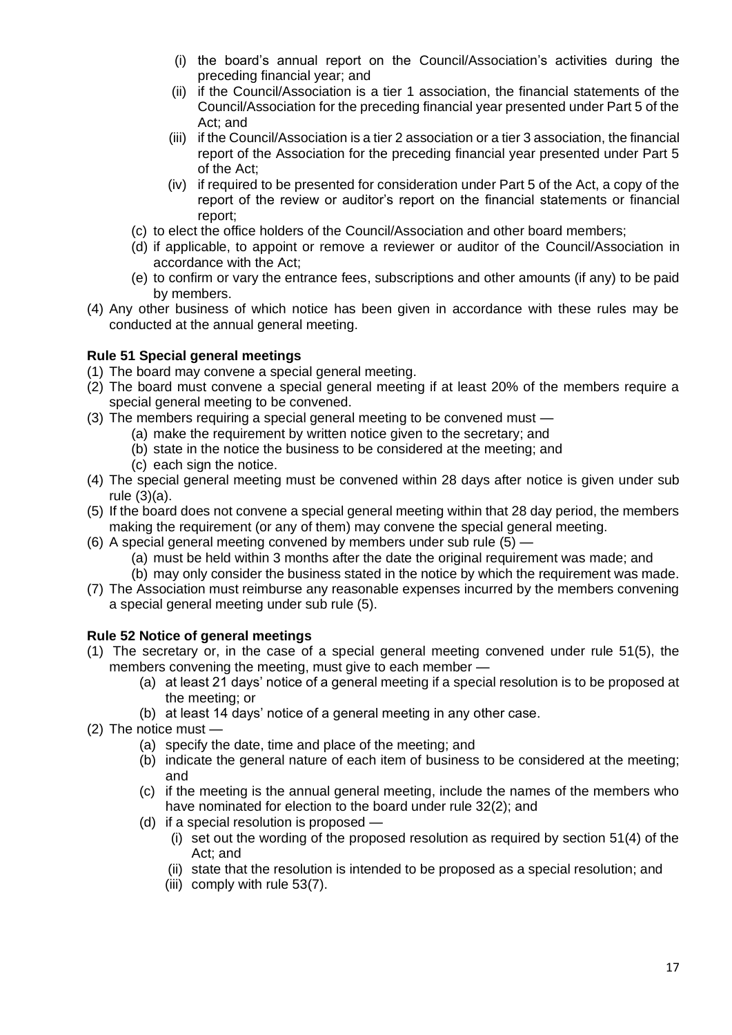- (i) the board's annual report on the Council/Association's activities during the preceding financial year; and
- (ii) if the Council/Association is a tier 1 association, the financial statements of the Council/Association for the preceding financial year presented under Part 5 of the Act; and
- (iii) if the Council/Association is a tier 2 association or a tier 3 association, the financial report of the Association for the preceding financial year presented under Part 5 of the Act;
- (iv) if required to be presented for consideration under Part 5 of the Act, a copy of the report of the review or auditor's report on the financial statements or financial report;

(c) to elect the office holders of the Council/Association and other board members;

(d) if applicable, to appoint or remove a reviewer or auditor of the Council/Association in accordance with the Act;

(e) to confirm or vary the entrance fees, subscriptions and other amounts (if any) to be paid by members.

(4) Any other business of which notice has been given in accordance with these rules may be conducted at the annual general meeting.

**Rule 51 Special general meetings**

(1) The board may convene a special general meeting.

(2) The board must convene a special general meeting if at least 20% of the members require a special general meeting to be convened.

(3) The members requiring a special general meeting to be convened must —

- (a) make the requirement by written notice given to the secretary; and
- (b) state in the notice the business to be considered at the meeting; and
- (c) each sign the notice.

(4) The special general meeting must be convened within 28 days after notice is given under sub rule (3)(a).

(5) If the board does not convene a special general meeting within that 28 day period, the members making the requirement (or any of them) may convene the special general meeting.

(6) A special general meeting convened by members under sub rule (5) —

- (a) must be held within 3 months after the date the original requirement was made; and
- (b) may only consider the business stated in the notice by which the requirement was made.

(7) The Association must reimburse any reasonable expenses incurred by the members convening a special general meeting under sub rule (5).

**Rule 52 Notice of general meetings**

(1) The secretary or, in the case of a special general meeting convened under rule 51(5), the members convening the meeting, must give to each member —

- (a) at least 21 days' notice of a general meeting if a special resolution is to be proposed at the meeting; or
- (b) at least 14 days' notice of a general meeting in any other case.

(2) The notice must —

- (a) specify the date, time and place of the meeting; and
- (b) indicate the general nature of each item of business to be considered at the meeting; and
- (c) if the meeting is the annual general meeting, include the names of the members who have nominated for election to the board under rule 32(2); and
- (d) if a special resolution is proposed —
  - (i) set out the wording of the proposed resolution as required by section 51(4) of the Act; and
  - (ii) state that the resolution is intended to be proposed as a special resolution; and
  - (iii) comply with rule 53(7).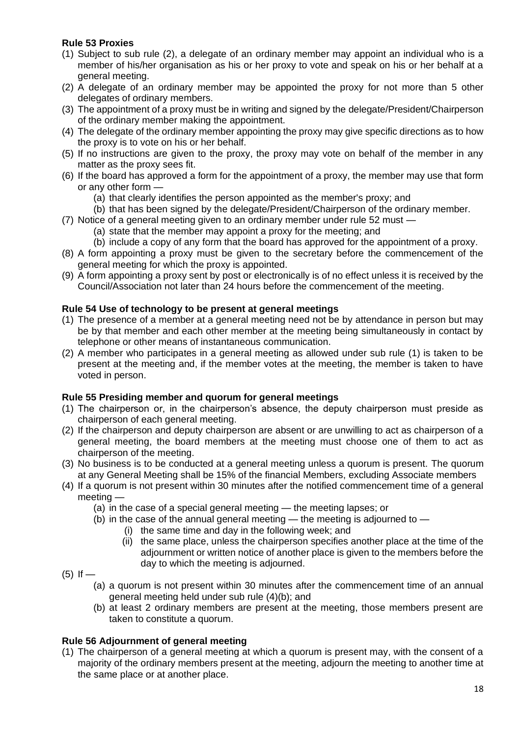**Rule 53 Proxies**

(1) Subject to sub rule (2), a delegate of an ordinary member may appoint an individual who is a member of his/her organisation as his or her proxy to vote and speak on his or her behalf at a general meeting.

(2) A delegate of an ordinary member may be appointed the proxy for not more than 5 other delegates of ordinary members.

(3) The appointment of a proxy must be in writing and signed by the delegate/President/Chairperson of the ordinary member making the appointment.

(4) The delegate of the ordinary member appointing the proxy may give specific directions as to how the proxy is to vote on his or her behalf.

(5) If no instructions are given to the proxy, the proxy may vote on behalf of the member in any matter as the proxy sees fit.

(6) If the board has approved a form for the appointment of a proxy, the member may use that form or any other form —
   - (a) that clearly identifies the person appointed as the member's proxy; and
   - (b) that has been signed by the delegate/President/Chairperson of the ordinary member.

(7) Notice of a general meeting given to an ordinary member under rule 52 must —
   - (a) state that the member may appoint a proxy for the meeting; and
   - (b) include a copy of any form that the board has approved for the appointment of a proxy.

(8) A form appointing a proxy must be given to the secretary before the commencement of the general meeting for which the proxy is appointed.

(9) A form appointing a proxy sent by post or electronically is of no effect unless it is received by the Council/Association not later than 24 hours before the commencement of the meeting.

**Rule 54 Use of technology to be present at general meetings**

(1) The presence of a member at a general meeting need not be by attendance in person but may be by that member and each other member at the meeting being simultaneously in contact by telephone or other means of instantaneous communication.

(2) A member who participates in a general meeting as allowed under sub rule (1) is taken to be present at the meeting and, if the member votes at the meeting, the member is taken to have voted in person.

**Rule 55 Presiding member and quorum for general meetings**

(1) The chairperson or, in the chairperson's absence, the deputy chairperson must preside as chairperson of each general meeting.

(2) If the chairperson and deputy chairperson are absent or are unwilling to act as chairperson of a general meeting, the board members at the meeting must choose one of them to act as chairperson of the meeting.

(3) No business is to be conducted at a general meeting unless a quorum is present. The quorum at any General Meeting shall be 15% of the financial Members, excluding Associate members

(4) If a quorum is not present within 30 minutes after the notified commencement time of a general meeting —
   - (a) in the case of a special general meeting — the meeting lapses; or
   - (b) in the case of the annual general meeting — the meeting is adjourned to —
      - (i) the same time and day in the following week; and
      - (ii) the same place, unless the chairperson specifies another place at the time of the adjournment or written notice of another place is given to the members before the day to which the meeting is adjourned.

(5) If —
   - (a) a quorum is not present within 30 minutes after the commencement time of an annual general meeting held under sub rule (4)(b); and
   - (b) at least 2 ordinary members are present at the meeting, those members present are taken to constitute a quorum.

**Rule 56 Adjournment of general meeting**

(1) The chairperson of a general meeting at which a quorum is present may, with the consent of a majority of the ordinary members present at the meeting, adjourn the meeting to another time at the same place or at another place.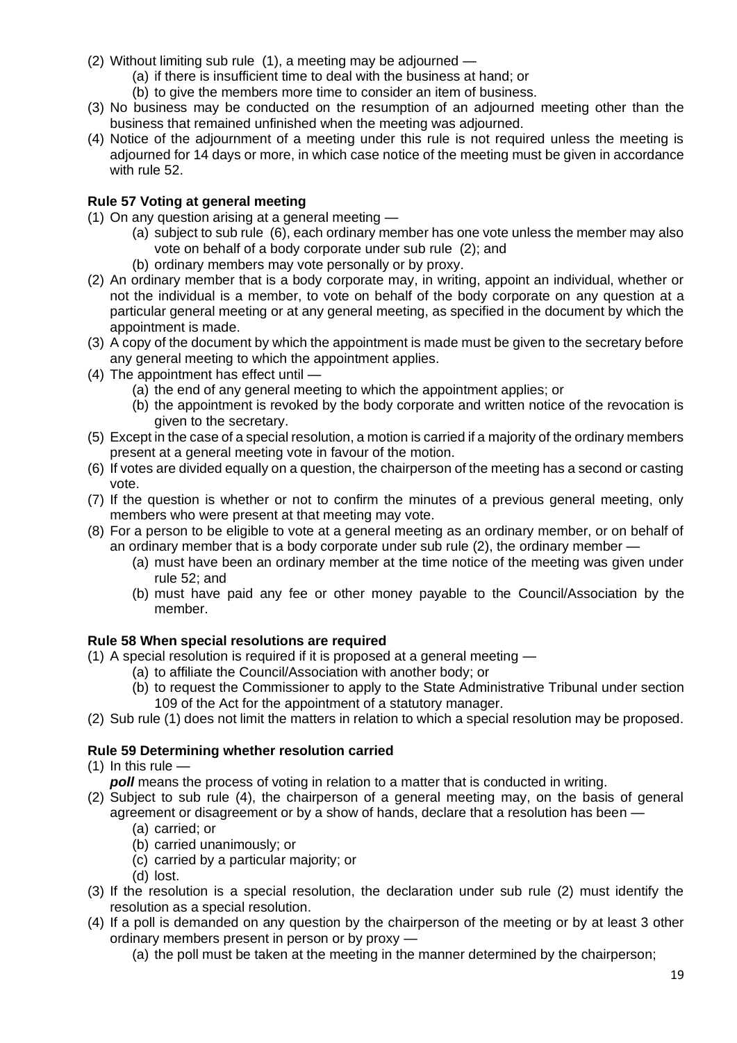(2) Without limiting sub rule (1), a meeting may be adjourned —
   (a) if there is insufficient time to deal with the business at hand; or
   (b) to give the members more time to consider an item of business.
(3) No business may be conducted on the resumption of an adjourned meeting other than the business that remained unfinished when the meeting was adjourned.
(4) Notice of the adjournment of a meeting under this rule is not required unless the meeting is adjourned for 14 days or more, in which case notice of the meeting must be given in accordance with rule 52.

**Rule 57 Voting at general meeting**

(1) On any question arising at a general meeting —
   (a) subject to sub rule (6), each ordinary member has one vote unless the member may also vote on behalf of a body corporate under sub rule (2); and
   (b) ordinary members may vote personally or by proxy.
(2) An ordinary member that is a body corporate may, in writing, appoint an individual, whether or not the individual is a member, to vote on behalf of the body corporate on any question at a particular general meeting or at any general meeting, as specified in the document by which the appointment is made.
(3) A copy of the document by which the appointment is made must be given to the secretary before any general meeting to which the appointment applies.
(4) The appointment has effect until —
   (a) the end of any general meeting to which the appointment applies; or
   (b) the appointment is revoked by the body corporate and written notice of the revocation is given to the secretary.
(5) Except in the case of a special resolution, a motion is carried if a majority of the ordinary members present at a general meeting vote in favour of the motion.
(6) If votes are divided equally on a question, the chairperson of the meeting has a second or casting vote.
(7) If the question is whether or not to confirm the minutes of a previous general meeting, only members who were present at that meeting may vote.
(8) For a person to be eligible to vote at a general meeting as an ordinary member, or on behalf of an ordinary member that is a body corporate under sub rule (2), the ordinary member —
   (a) must have been an ordinary member at the time notice of the meeting was given under rule 52; and
   (b) must have paid any fee or other money payable to the Council/Association by the member.

**Rule 58 When special resolutions are required**

(1) A special resolution is required if it is proposed at a general meeting —
   (a) to affiliate the Council/Association with another body; or
   (b) to request the Commissioner to apply to the State Administrative Tribunal under section 109 of the Act for the appointment of a statutory manager.
(2) Sub rule (1) does not limit the matters in relation to which a special resolution may be proposed.

**Rule 59 Determining whether resolution carried**

(1) In this rule —
   ***poll*** means the process of voting in relation to a matter that is conducted in writing.
(2) Subject to sub rule (4), the chairperson of a general meeting may, on the basis of general agreement or disagreement or by a show of hands, declare that a resolution has been —
   (a) carried; or
   (b) carried unanimously; or
   (c) carried by a particular majority; or
   (d) lost.
(3) If the resolution is a special resolution, the declaration under sub rule (2) must identify the resolution as a special resolution.
(4) If a poll is demanded on any question by the chairperson of the meeting or by at least 3 other ordinary members present in person or by proxy —
   (a) the poll must be taken at the meeting in the manner determined by the chairperson;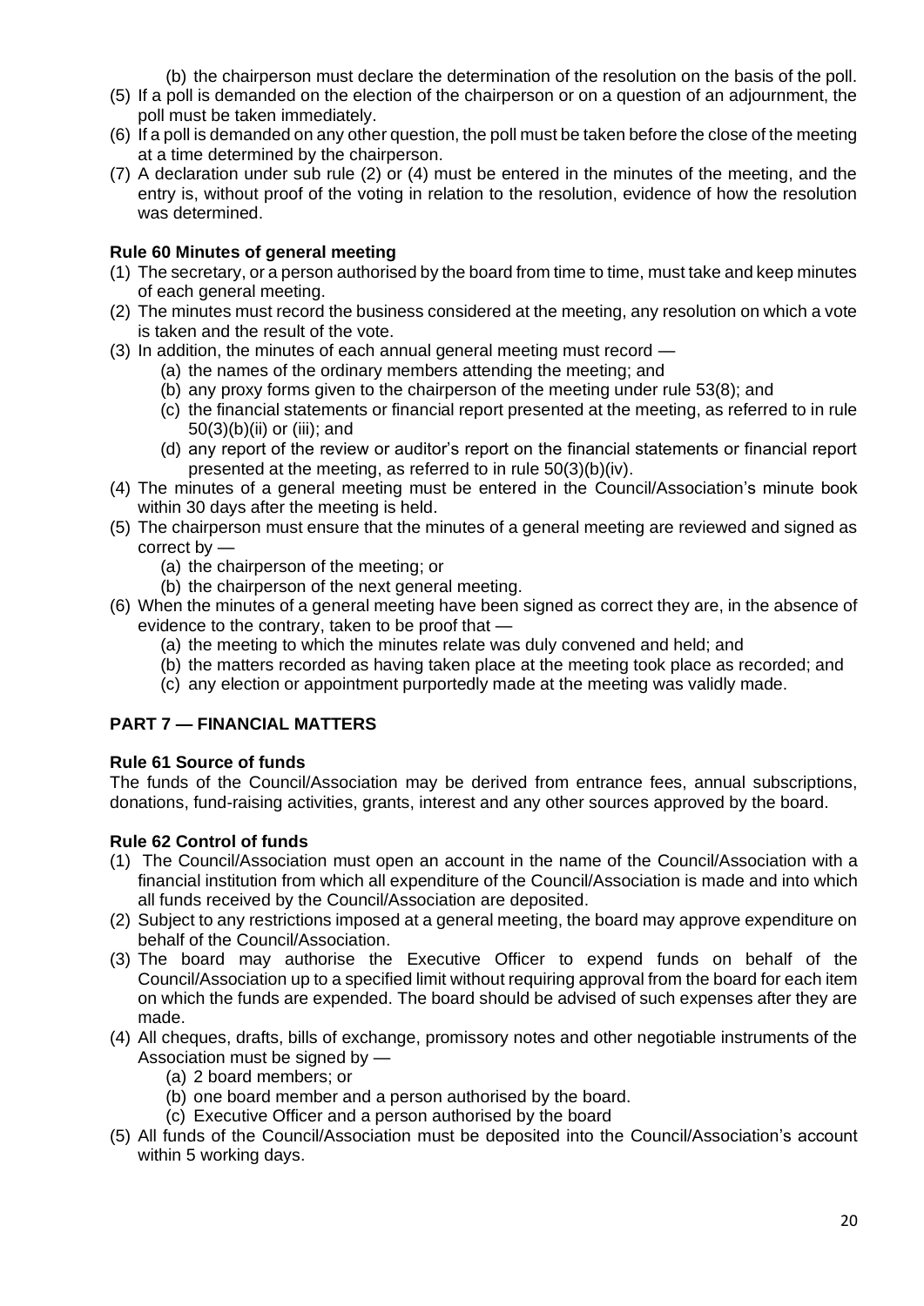(b) the chairperson must declare the determination of the resolution on the basis of the poll.

(5) If a poll is demanded on the election of the chairperson or on a question of an adjournment, the poll must be taken immediately.

(6) If a poll is demanded on any other question, the poll must be taken before the close of the meeting at a time determined by the chairperson.

(7) A declaration under sub rule (2) or (4) must be entered in the minutes of the meeting, and the entry is, without proof of the voting in relation to the resolution, evidence of how the resolution was determined.

**Rule 60 Minutes of general meeting**

(1) The secretary, or a person authorised by the board from time to time, must take and keep minutes of each general meeting.

(2) The minutes must record the business considered at the meeting, any resolution on which a vote is taken and the result of the vote.

(3) In addition, the minutes of each annual general meeting must record —

   (a) the names of the ordinary members attending the meeting; and

   (b) any proxy forms given to the chairperson of the meeting under rule 53(8); and

   (c) the financial statements or financial report presented at the meeting, as referred to in rule 50(3)(b)(ii) or (iii); and

   (d) any report of the review or auditor's report on the financial statements or financial report presented at the meeting, as referred to in rule 50(3)(b)(iv).

(4) The minutes of a general meeting must be entered in the Council/Association's minute book within 30 days after the meeting is held.

(5) The chairperson must ensure that the minutes of a general meeting are reviewed and signed as correct by —

   (a) the chairperson of the meeting; or

   (b) the chairperson of the next general meeting.

(6) When the minutes of a general meeting have been signed as correct they are, in the absence of evidence to the contrary, taken to be proof that —

   (a) the meeting to which the minutes relate was duly convened and held; and

   (b) the matters recorded as having taken place at the meeting took place as recorded; and

   (c) any election or appointment purportedly made at the meeting was validly made.

## PART 7 — FINANCIAL MATTERS

**Rule 61 Source of funds**

The funds of the Council/Association may be derived from entrance fees, annual subscriptions, donations, fund-raising activities, grants, interest and any other sources approved by the board.

**Rule 62 Control of funds**

(1) The Council/Association must open an account in the name of the Council/Association with a financial institution from which all expenditure of the Council/Association is made and into which all funds received by the Council/Association are deposited.

(2) Subject to any restrictions imposed at a general meeting, the board may approve expenditure on behalf of the Council/Association.

(3) The board may authorise the Executive Officer to expend funds on behalf of the Council/Association up to a specified limit without requiring approval from the board for each item on which the funds are expended. The board should be advised of such expenses after they are made.

(4) All cheques, drafts, bills of exchange, promissory notes and other negotiable instruments of the Association must be signed by —

   (a) 2 board members; or

   (b) one board member and a person authorised by the board.

   (c) Executive Officer and a person authorised by the board

(5) All funds of the Council/Association must be deposited into the Council/Association's account within 5 working days.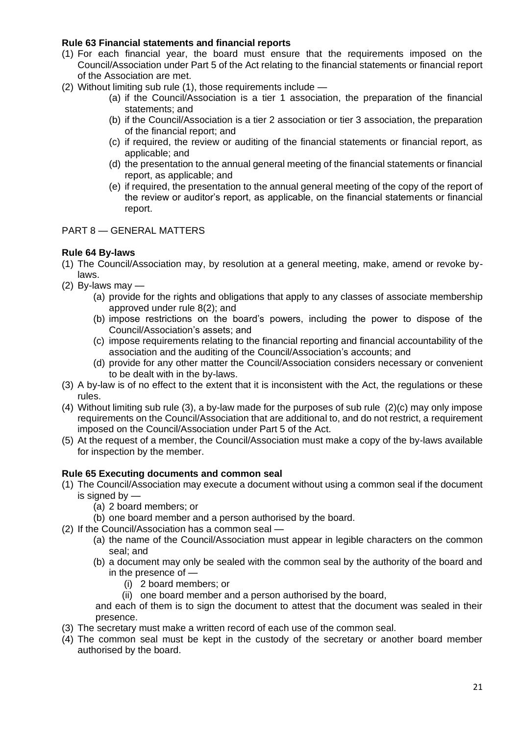**Rule 63 Financial statements and financial reports**

(1) For each financial year, the board must ensure that the requirements imposed on the Council/Association under Part 5 of the Act relating to the financial statements or financial report of the Association are met.

(2) Without limiting sub rule (1), those requirements include —

   (a) if the Council/Association is a tier 1 association, the preparation of the financial statements; and

   (b) if the Council/Association is a tier 2 association or tier 3 association, the preparation of the financial report; and

   (c) if required, the review or auditing of the financial statements or financial report, as applicable; and

   (d) the presentation to the annual general meeting of the financial statements or financial report, as applicable; and

   (e) if required, the presentation to the annual general meeting of the copy of the report of the review or auditor's report, as applicable, on the financial statements or financial report.

PART 8 — GENERAL MATTERS

**Rule 64 By-laws**

(1) The Council/Association may, by resolution at a general meeting, make, amend or revoke by-laws.

(2) By-laws may —

   (a) provide for the rights and obligations that apply to any classes of associate membership approved under rule 8(2); and

   (b) impose restrictions on the board's powers, including the power to dispose of the Council/Association's assets; and

   (c) impose requirements relating to the financial reporting and financial accountability of the association and the auditing of the Council/Association's accounts; and

   (d) provide for any other matter the Council/Association considers necessary or convenient to be dealt with in the by-laws.

(3) A by-law is of no effect to the extent that it is inconsistent with the Act, the regulations or these rules.

(4) Without limiting sub rule (3), a by-law made for the purposes of sub rule (2)(c) may only impose requirements on the Council/Association that are additional to, and do not restrict, a requirement imposed on the Council/Association under Part 5 of the Act.

(5) At the request of a member, the Council/Association must make a copy of the by-laws available for inspection by the member.

**Rule 65 Executing documents and common seal**

(1) The Council/Association may execute a document without using a common seal if the document is signed by —

   (a) 2 board members; or

   (b) one board member and a person authorised by the board.

(2) If the Council/Association has a common seal —

   (a) the name of the Council/Association must appear in legible characters on the common seal; and

   (b) a document may only be sealed with the common seal by the authority of the board and in the presence of —

      (i) 2 board members; or

      (ii) one board member and a person authorised by the board,

   and each of them is to sign the document to attest that the document was sealed in their presence.

(3) The secretary must make a written record of each use of the common seal.

(4) The common seal must be kept in the custody of the secretary or another board member authorised by the board.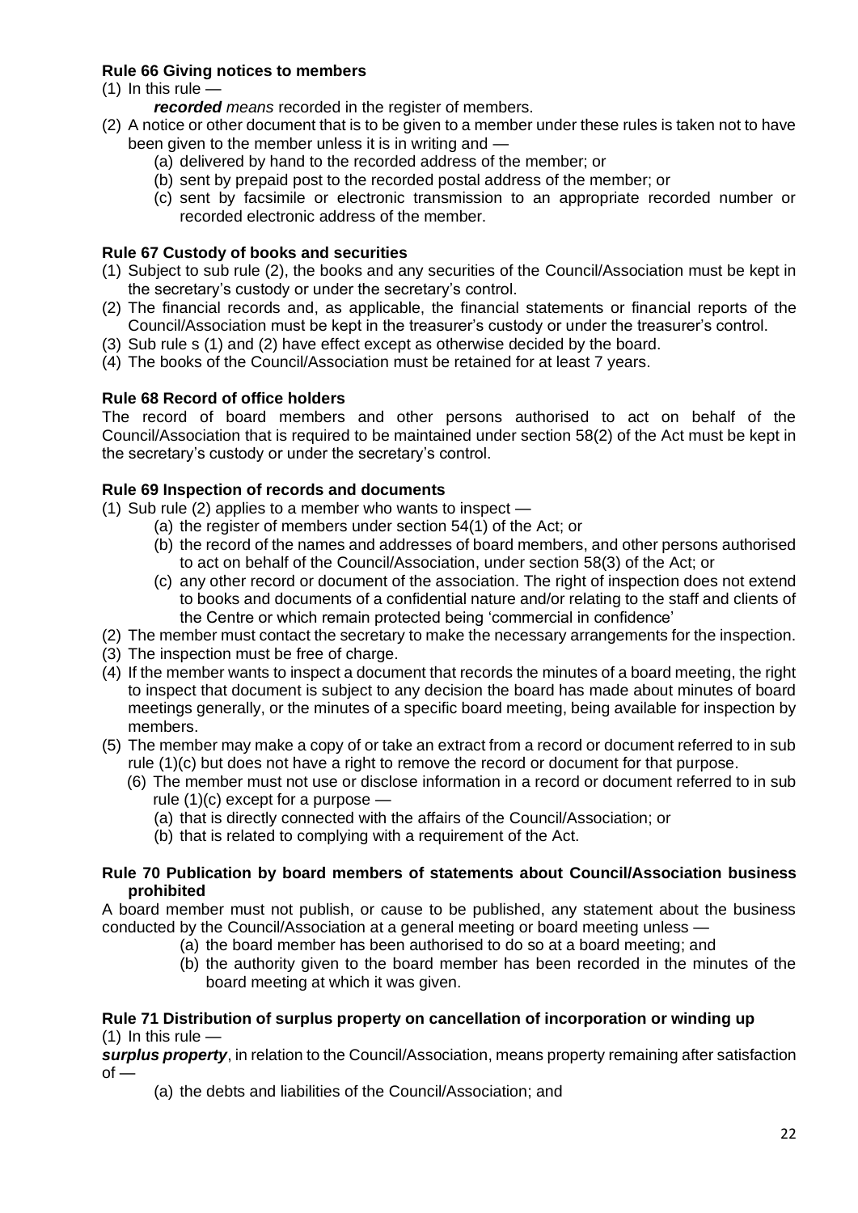**Rule 66 Giving notices to members**

(1) In this rule —

*recorded means* recorded in the register of members.

(2) A notice or other document that is to be given to a member under these rules is taken not to have been given to the member unless it is in writing and —
   (a) delivered by hand to the recorded address of the member; or
   (b) sent by prepaid post to the recorded postal address of the member; or
   (c) sent by facsimile or electronic transmission to an appropriate recorded number or recorded electronic address of the member.

**Rule 67 Custody of books and securities**

(1) Subject to sub rule (2), the books and any securities of the Council/Association must be kept in the secretary's custody or under the secretary's control.
(2) The financial records and, as applicable, the financial statements or financial reports of the Council/Association must be kept in the treasurer's custody or under the treasurer's control.
(3) Sub rule s (1) and (2) have effect except as otherwise decided by the board.
(4) The books of the Council/Association must be retained for at least 7 years.

**Rule 68 Record of office holders**

The record of board members and other persons authorised to act on behalf of the Council/Association that is required to be maintained under section 58(2) of the Act must be kept in the secretary's custody or under the secretary's control.

**Rule 69 Inspection of records and documents**

(1) Sub rule (2) applies to a member who wants to inspect —
   (a) the register of members under section 54(1) of the Act; or
   (b) the record of the names and addresses of board members, and other persons authorised to act on behalf of the Council/Association, under section 58(3) of the Act; or
   (c) any other record or document of the association. The right of inspection does not extend to books and documents of a confidential nature and/or relating to the staff and clients of the Centre or which remain protected being 'commercial in confidence'
(2) The member must contact the secretary to make the necessary arrangements for the inspection.
(3) The inspection must be free of charge.
(4) If the member wants to inspect a document that records the minutes of a board meeting, the right to inspect that document is subject to any decision the board has made about minutes of board meetings generally, or the minutes of a specific board meeting, being available for inspection by members.
(5) The member may make a copy of or take an extract from a record or document referred to in sub rule (1)(c) but does not have a right to remove the record or document for that purpose.
(6) The member must not use or disclose information in a record or document referred to in sub rule (1)(c) except for a purpose —
   (a) that is directly connected with the affairs of the Council/Association; or
   (b) that is related to complying with a requirement of the Act.

**Rule 70 Publication by board members of statements about Council/Association business prohibited**

A board member must not publish, or cause to be published, any statement about the business conducted by the Council/Association at a general meeting or board meeting unless —
   (a) the board member has been authorised to do so at a board meeting; and
   (b) the authority given to the board member has been recorded in the minutes of the board meeting at which it was given.

**Rule 71 Distribution of surplus property on cancellation of incorporation or winding up**

(1) In this rule —

***surplus property***, in relation to the Council/Association, means property remaining after satisfaction of —
   (a) the debts and liabilities of the Council/Association; and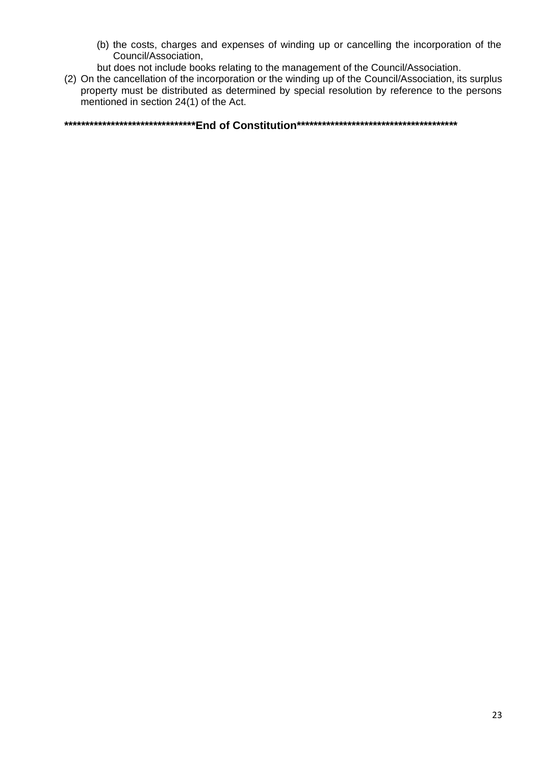(b) the costs, charges and expenses of winding up or cancelling the incorporation of the Council/Association,

but does not include books relating to the management of the Council/Association.

(2) On the cancellation of the incorporation or the winding up of the Council/Association, its surplus property must be distributed as determined by special resolution by reference to the persons mentioned in section 24(1) of the Act.

**********************************End of Constitution******************************************